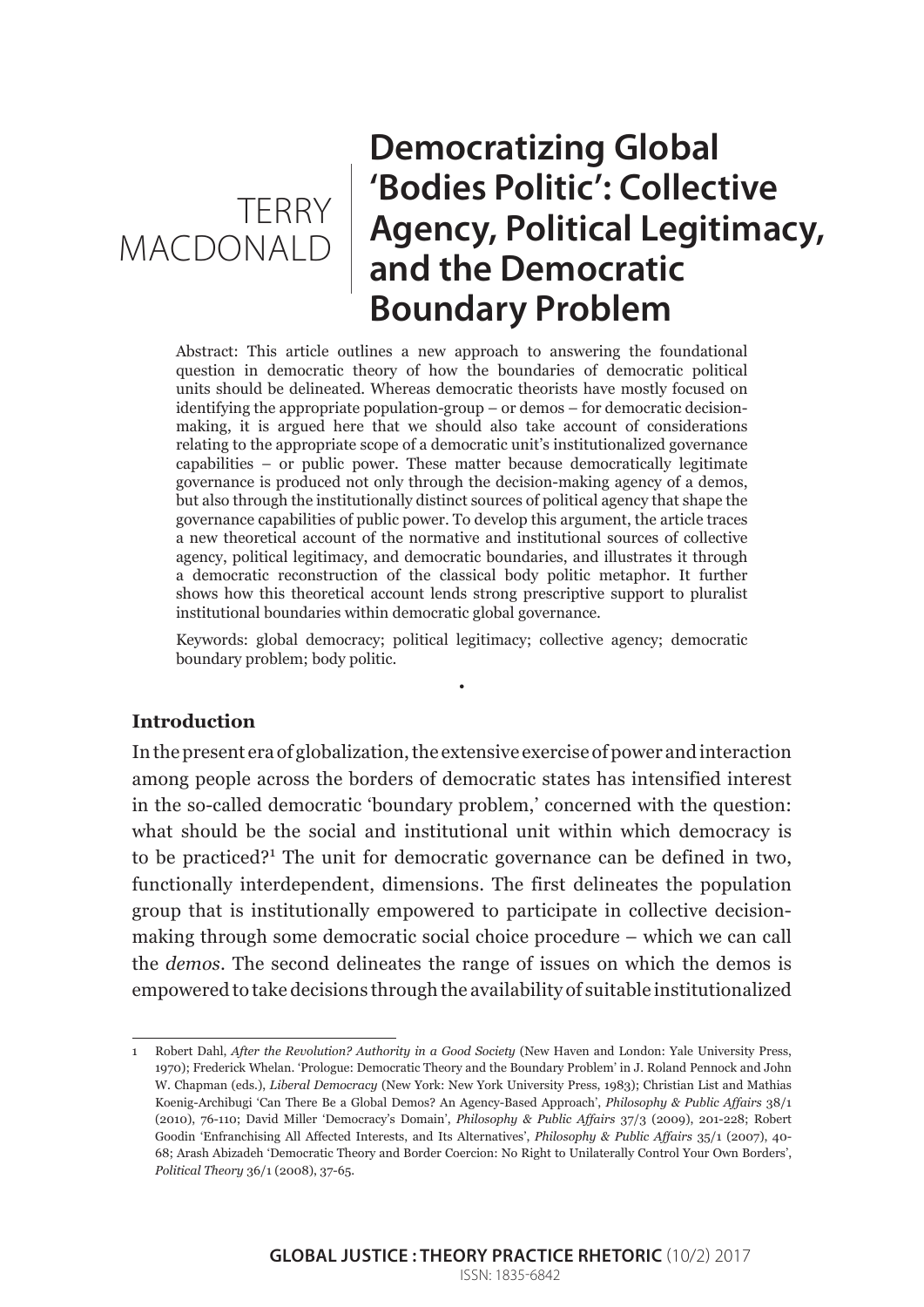# Democratizing Global 'Bodies Politic': Collective Agency, Political Legitimacy, and the Democratic Boundary Problem

TERRY MACDONALD

Abstract: This article outlines a new approach to answering the foundational question in democratic theory of how the boundaries of democratic political units should be delineated. Whereas democratic theorists have mostly focused on identifying the appropriate population-group – or demos – for democratic decision-making, it is argued here that we should also take account of considerations relating to the appropriate scope of a democratic unit's institutionalized governance capabilities – or public power. These matter because democratically legitimate governance is produced not only through the decision-making agency of a demos, but also through the institutionally distinct sources of political agency that shape the governance capabilities of public power. To develop this argument, the article traces a new theoretical account of the normative and institutional sources of collective agency, political legitimacy, and democratic boundaries, and illustrates it through a democratic reconstruction of the classical body politic metaphor. It further shows how this theoretical account lends strong prescriptive support to pluralist institutional boundaries within democratic global governance.

Keywords: global democracy; political legitimacy; collective agency; democratic boundary problem; body politic.

•

## Introduction

In the present era of globalization, the extensive exercise of power and interaction among people across the borders of democratic states has intensified interest in the so-called democratic 'boundary problem,' concerned with the question: what should be the social and institutional unit within which democracy is to be practiced?[1] The unit for democratic governance can be defined in two, functionally interdependent, dimensions. The first delineates the population group that is institutionally empowered to participate in collective decision-making through some democratic social choice procedure – which we can call the *demos*. The second delineates the range of issues on which the demos is empowered to take decisions through the availability of suitable institutionalized

---

1 Robert Dahl, *After the Revolution? Authority in a Good Society* (New Haven and London: Yale University Press, 1970); Frederick Whelan. 'Prologue: Democratic Theory and the Boundary Problem' in J. Roland Pennock and John W. Chapman (eds.), *Liberal Democracy* (New York: New York University Press, 1983); Christian List and Mathias Koenig-Archibugi 'Can There Be a Global Demos? An Agency-Based Approach', *Philosophy & Public Affairs* 38/1 (2010), 76-110; David Miller 'Democracy's Domain', *Philosophy & Public Affairs* 37/3 (2009), 201-228; Robert Goodin 'Enfranchising All Affected Interests, and Its Alternatives', *Philosophy & Public Affairs* 35/1 (2007), 40-68; Arash Abizadeh 'Democratic Theory and Border Coercion: No Right to Unilaterally Control Your Own Borders', *Political Theory* 36/1 (2008), 37-65.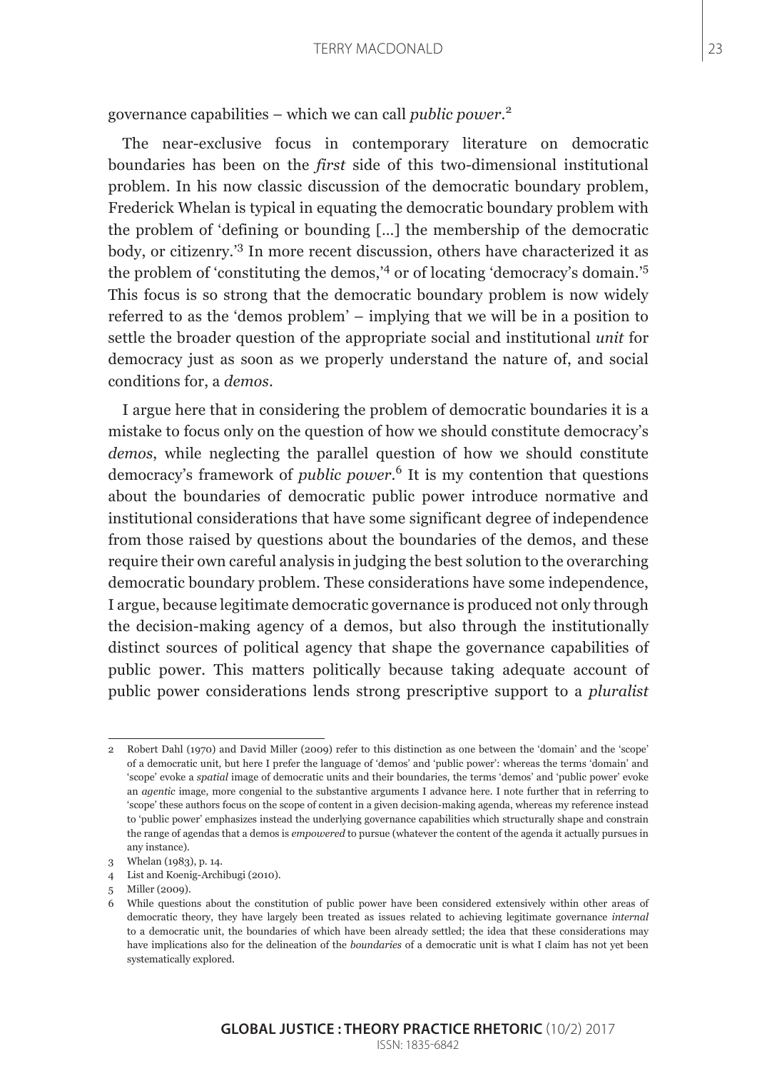governance capabilities – which we can call *public power*.[2]

The near-exclusive focus in contemporary literature on democratic boundaries has been on the *first* side of this two-dimensional institutional problem. In his now classic discussion of the democratic boundary problem, Frederick Whelan is typical in equating the democratic boundary problem with the problem of 'defining or bounding [...] the membership of the democratic body, or citizenry.'[3] In more recent discussion, others have characterized it as the problem of 'constituting the demos,'[4] or of locating 'democracy's domain.'[5] This focus is so strong that the democratic boundary problem is now widely referred to as the 'demos problem' – implying that we will be in a position to settle the broader question of the appropriate social and institutional *unit* for democracy just as soon as we properly understand the nature of, and social conditions for, a *demos*.

I argue here that in considering the problem of democratic boundaries it is a mistake to focus only on the question of how we should constitute democracy's *demos*, while neglecting the parallel question of how we should constitute democracy's framework of *public power*.[6] It is my contention that questions about the boundaries of democratic public power introduce normative and institutional considerations that have some significant degree of independence from those raised by questions about the boundaries of the demos, and these require their own careful analysis in judging the best solution to the overarching democratic boundary problem. These considerations have some independence, I argue, because legitimate democratic governance is produced not only through the decision-making agency of a demos, but also through the institutionally distinct sources of political agency that shape the governance capabilities of public power. This matters politically because taking adequate account of public power considerations lends strong prescriptive support to a *pluralist*

---

2 Robert Dahl (1970) and David Miller (2009) refer to this distinction as one between the 'domain' and the 'scope' of a democratic unit, but here I prefer the language of 'demos' and 'public power': whereas the terms 'domain' and 'scope' evoke a *spatial* image of democratic units and their boundaries, the terms 'demos' and 'public power' evoke an *agentic* image, more congenial to the substantive arguments I advance here. I note further that in referring to 'scope' these authors focus on the scope of content in a given decision-making agenda, whereas my reference instead to 'public power' emphasizes instead the underlying governance capabilities which structurally shape and constrain the range of agendas that a demos is *empowered* to pursue (whatever the content of the agenda it actually pursues in any instance).

3 Whelan (1983), p. 14.

4 List and Koenig-Archibugi (2010).

5 Miller (2009).

6 While questions about the constitution of public power have been considered extensively within other areas of democratic theory, they have largely been treated as issues related to achieving legitimate governance *internal* to a democratic unit, the boundaries of which have been already settled; the idea that these considerations may have implications also for the delineation of the *boundaries* of a democratic unit is what I claim has not yet been systematically explored.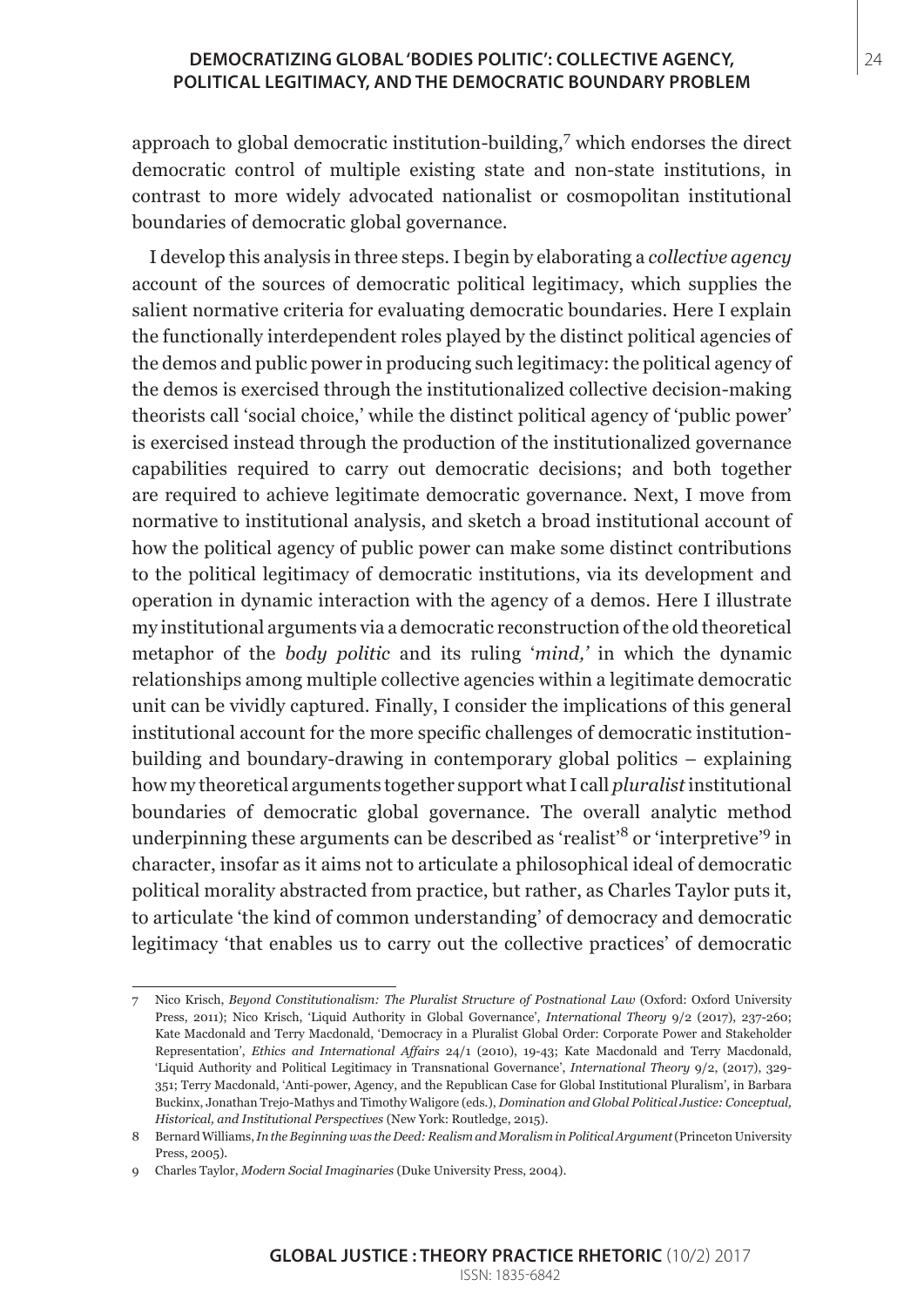approach to global democratic institution-building,[7] which endorses the direct democratic control of multiple existing state and non-state institutions, in contrast to more widely advocated nationalist or cosmopolitan institutional boundaries of democratic global governance.

I develop this analysis in three steps. I begin by elaborating a *collective agency* account of the sources of democratic political legitimacy, which supplies the salient normative criteria for evaluating democratic boundaries. Here I explain the functionally interdependent roles played by the distinct political agencies of the demos and public power in producing such legitimacy: the political agency of the demos is exercised through the institutionalized collective decision-making theorists call 'social choice,' while the distinct political agency of 'public power' is exercised instead through the production of the institutionalized governance capabilities required to carry out democratic decisions; and both together are required to achieve legitimate democratic governance. Next, I move from normative to institutional analysis, and sketch a broad institutional account of how the political agency of public power can make some distinct contributions to the political legitimacy of democratic institutions, via its development and operation in dynamic interaction with the agency of a demos. Here I illustrate my institutional arguments via a democratic reconstruction of the old theoretical metaphor of the *body politic* and its ruling '*mind,'* in which the dynamic relationships among multiple collective agencies within a legitimate democratic unit can be vividly captured. Finally, I consider the implications of this general institutional account for the more specific challenges of democratic institution-building and boundary-drawing in contemporary global politics – explaining how my theoretical arguments together support what I call *pluralist* institutional boundaries of democratic global governance. The overall analytic method underpinning these arguments can be described as 'realist'[8] or 'interpretive'[9] in character, insofar as it aims not to articulate a philosophical ideal of democratic political morality abstracted from practice, but rather, as Charles Taylor puts it, to articulate 'the kind of common understanding' of democracy and democratic legitimacy 'that enables us to carry out the collective practices' of democratic

---

7 Nico Krisch, *Beyond Constitutionalism: The Pluralist Structure of Postnational Law* (Oxford: Oxford University Press, 2011); Nico Krisch, 'Liquid Authority in Global Governance', *International Theory* 9/2 (2017), 237-260; Kate Macdonald and Terry Macdonald, 'Democracy in a Pluralist Global Order: Corporate Power and Stakeholder Representation', *Ethics and International Affairs* 24/1 (2010), 19-43; Kate Macdonald and Terry Macdonald, 'Liquid Authority and Political Legitimacy in Transnational Governance', *International Theory* 9/2, (2017), 329-351; Terry Macdonald, 'Anti-power, Agency, and the Republican Case for Global Institutional Pluralism', in Barbara Buckinx, Jonathan Trejo-Mathys and Timothy Waligore (eds.), *Domination and Global Political Justice: Conceptual, Historical, and Institutional Perspectives* (New York: Routledge, 2015).

8 Bernard Williams, *In the Beginning was the Deed: Realism and Moralism in Political Argument* (Princeton University Press, 2005).

9 Charles Taylor, *Modern Social Imaginaries* (Duke University Press, 2004).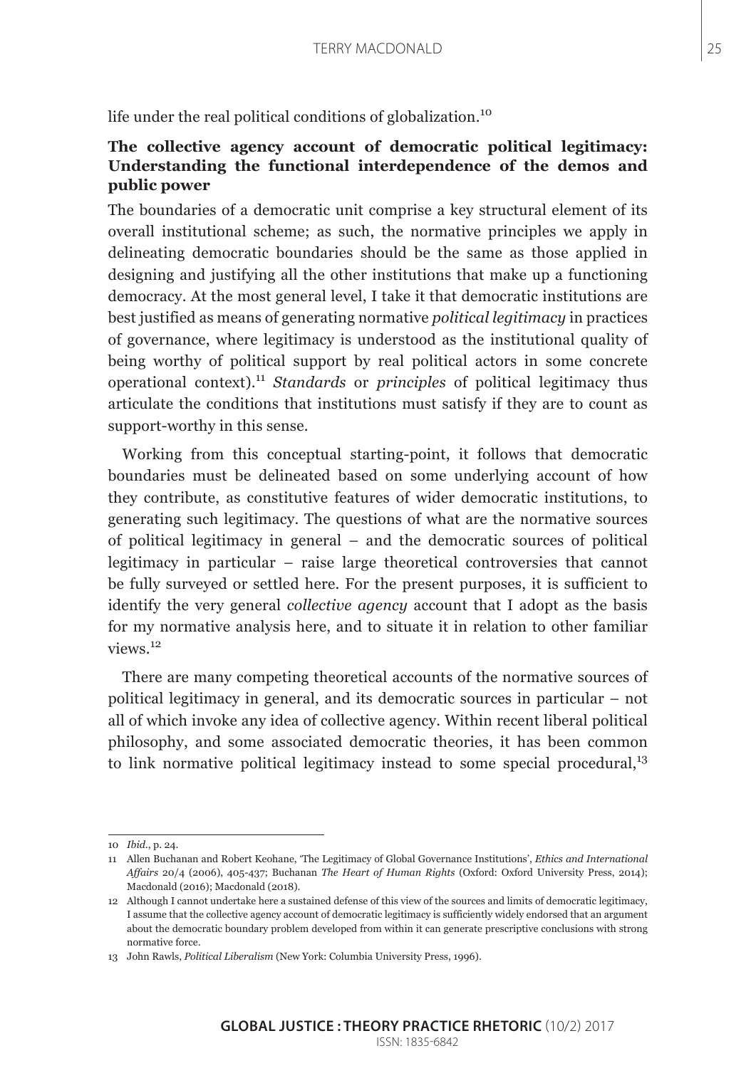life under the real political conditions of globalization.[10]

## The collective agency account of democratic political legitimacy: Understanding the functional interdependence of the demos and public power

The boundaries of a democratic unit comprise a key structural element of its overall institutional scheme; as such, the normative principles we apply in delineating democratic boundaries should be the same as those applied in designing and justifying all the other institutions that make up a functioning democracy. At the most general level, I take it that democratic institutions are best justified as means of generating normative *political legitimacy* in practices of governance, where legitimacy is understood as the institutional quality of being worthy of political support by real political actors in some concrete operational context).[11] *Standards* or *principles* of political legitimacy thus articulate the conditions that institutions must satisfy if they are to count as support-worthy in this sense.

Working from this conceptual starting-point, it follows that democratic boundaries must be delineated based on some underlying account of how they contribute, as constitutive features of wider democratic institutions, to generating such legitimacy. The questions of what are the normative sources of political legitimacy in general – and the democratic sources of political legitimacy in particular – raise large theoretical controversies that cannot be fully surveyed or settled here. For the present purposes, it is sufficient to identify the very general *collective agency* account that I adopt as the basis for my normative analysis here, and to situate it in relation to other familiar views.[12]

There are many competing theoretical accounts of the normative sources of political legitimacy in general, and its democratic sources in particular – not all of which invoke any idea of collective agency. Within recent liberal political philosophy, and some associated democratic theories, it has been common to link normative political legitimacy instead to some special procedural,[13]

---

10 *Ibid.*, p. 24.

11 Allen Buchanan and Robert Keohane, 'The Legitimacy of Global Governance Institutions', *Ethics and International Affairs* 20/4 (2006), 405-437; Buchanan *The Heart of Human Rights* (Oxford: Oxford University Press, 2014); Macdonald (2016); Macdonald (2018).

12 Although I cannot undertake here a sustained defense of this view of the sources and limits of democratic legitimacy, I assume that the collective agency account of democratic legitimacy is sufficiently widely endorsed that an argument about the democratic boundary problem developed from within it can generate prescriptive conclusions with strong normative force.

13 John Rawls, *Political Liberalism* (New York: Columbia University Press, 1996).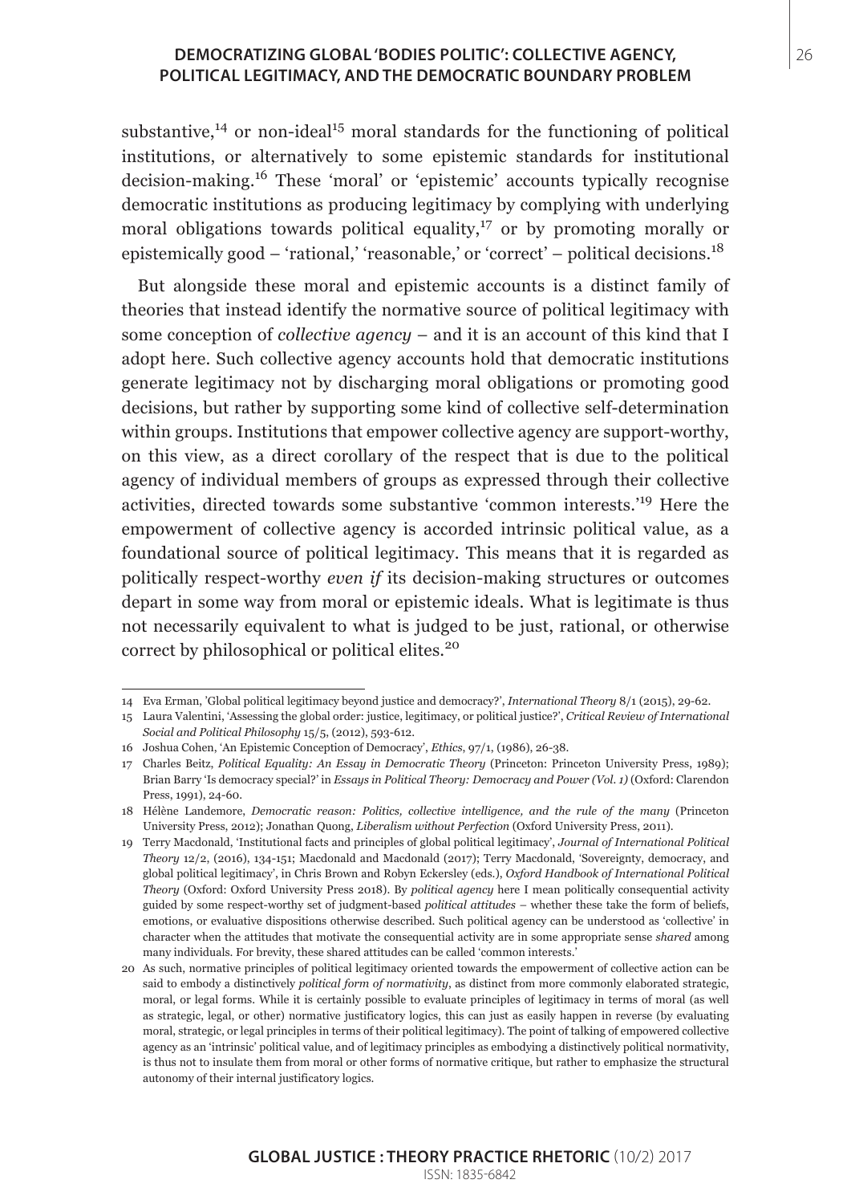substantive,[14] or non-ideal[15] moral standards for the functioning of political institutions, or alternatively to some epistemic standards for institutional decision-making.[16] These 'moral' or 'epistemic' accounts typically recognise democratic institutions as producing legitimacy by complying with underlying moral obligations towards political equality,[17] or by promoting morally or epistemically good – 'rational,' 'reasonable,' or 'correct' – political decisions.[18]

But alongside these moral and epistemic accounts is a distinct family of theories that instead identify the normative source of political legitimacy with some conception of *collective agency* – and it is an account of this kind that I adopt here. Such collective agency accounts hold that democratic institutions generate legitimacy not by discharging moral obligations or promoting good decisions, but rather by supporting some kind of collective self-determination within groups. Institutions that empower collective agency are support-worthy, on this view, as a direct corollary of the respect that is due to the political agency of individual members of groups as expressed through their collective activities, directed towards some substantive 'common interests.'[19] Here the empowerment of collective agency is accorded intrinsic political value, as a foundational source of political legitimacy. This means that it is regarded as politically respect-worthy *even if* its decision-making structures or outcomes depart in some way from moral or epistemic ideals. What is legitimate is thus not necessarily equivalent to what is judged to be just, rational, or otherwise correct by philosophical or political elites.[20]

---

14 Eva Erman, 'Global political legitimacy beyond justice and democracy?', *International Theory* 8/1 (2015), 29-62.

15 Laura Valentini, 'Assessing the global order: justice, legitimacy, or political justice?', *Critical Review of International Social and Political Philosophy* 15/5, (2012), 593-612.

16 Joshua Cohen, 'An Epistemic Conception of Democracy', *Ethics*, 97/1, (1986), 26-38.

17 Charles Beitz, *Political Equality: An Essay in Democratic Theory* (Princeton: Princeton University Press, 1989); Brian Barry 'Is democracy special?' in *Essays in Political Theory: Democracy and Power (Vol. 1)* (Oxford: Clarendon Press, 1991), 24-60.

18 Hélène Landemore, *Democratic reason: Politics, collective intelligence, and the rule of the many* (Princeton University Press, 2012); Jonathan Quong, *Liberalism without Perfection* (Oxford University Press, 2011).

19 Terry Macdonald, 'Institutional facts and principles of global political legitimacy', *Journal of International Political Theory* 12/2, (2016), 134-151; Macdonald and Macdonald (2017); Terry Macdonald, 'Sovereignty, democracy, and global political legitimacy', in Chris Brown and Robyn Eckersley (eds.), *Oxford Handbook of International Political Theory* (Oxford: Oxford University Press 2018). By *political agency* here I mean politically consequential activity guided by some respect-worthy set of judgment-based *political attitudes* – whether these take the form of beliefs, emotions, or evaluative dispositions otherwise described. Such political agency can be understood as 'collective' in character when the attitudes that motivate the consequential activity are in some appropriate sense *shared* among many individuals. For brevity, these shared attitudes can be called 'common interests.'

20 As such, normative principles of political legitimacy oriented towards the empowerment of collective action can be said to embody a distinctively *political form of normativity*, as distinct from more commonly elaborated strategic, moral, or legal forms. While it is certainly possible to evaluate principles of legitimacy in terms of moral (as well as strategic, legal, or other) normative justificatory logics, this can just as easily happen in reverse (by evaluating moral, strategic, or legal principles in terms of their political legitimacy). The point of talking of empowered collective agency as an 'intrinsic' political value, and of legitimacy principles as embodying a distinctively political normativity, is thus not to insulate them from moral or other forms of normative critique, but rather to emphasize the structural autonomy of their internal justificatory logics.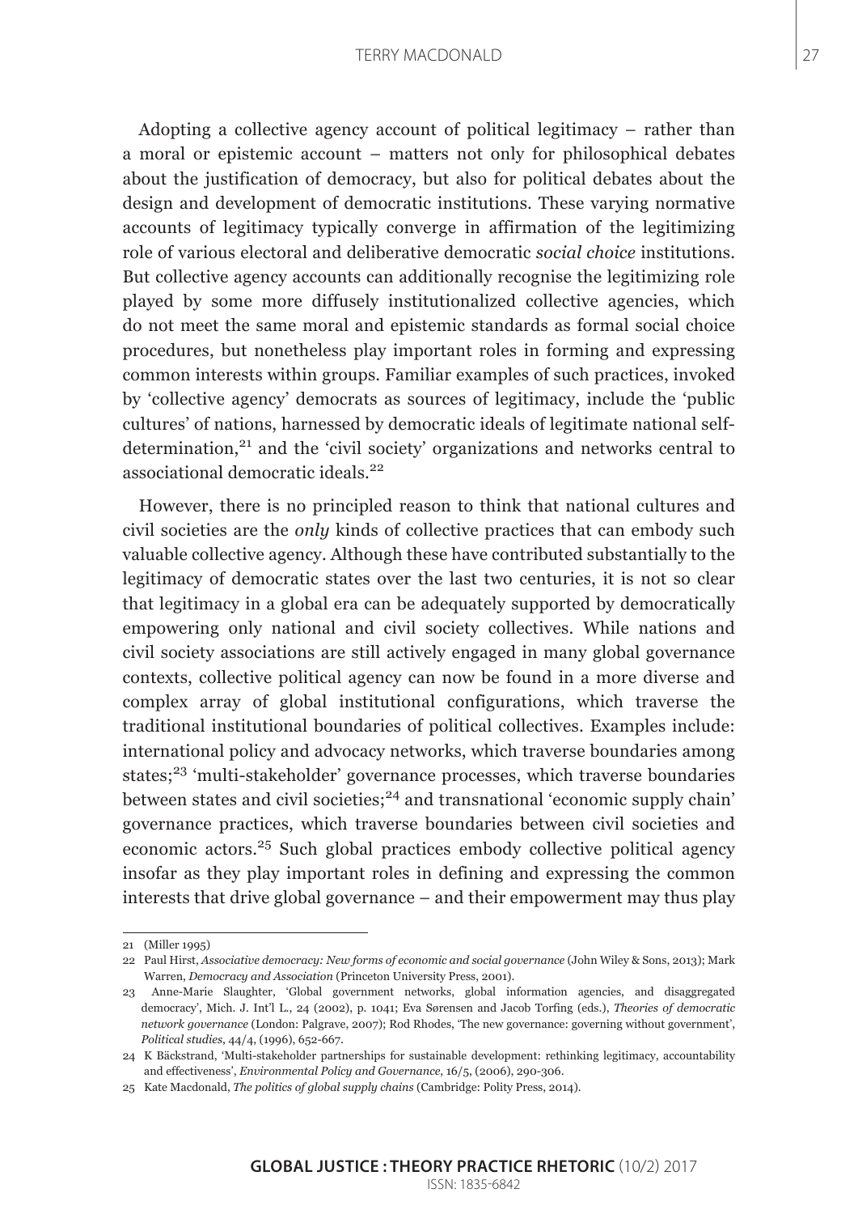Adopting a collective agency account of political legitimacy – rather than a moral or epistemic account – matters not only for philosophical debates about the justification of democracy, but also for political debates about the design and development of democratic institutions. These varying normative accounts of legitimacy typically converge in affirmation of the legitimizing role of various electoral and deliberative democratic *social choice* institutions. But collective agency accounts can additionally recognise the legitimizing role played by some more diffusely institutionalized collective agencies, which do not meet the same moral and epistemic standards as formal social choice procedures, but nonetheless play important roles in forming and expressing common interests within groups. Familiar examples of such practices, invoked by 'collective agency' democrats as sources of legitimacy, include the 'public cultures' of nations, harnessed by democratic ideals of legitimate national self-determination,[21] and the 'civil society' organizations and networks central to associational democratic ideals.[22]

However, there is no principled reason to think that national cultures and civil societies are the *only* kinds of collective practices that can embody such valuable collective agency. Although these have contributed substantially to the legitimacy of democratic states over the last two centuries, it is not so clear that legitimacy in a global era can be adequately supported by democratically empowering only national and civil society collectives. While nations and civil society associations are still actively engaged in many global governance contexts, collective political agency can now be found in a more diverse and complex array of global institutional configurations, which traverse the traditional institutional boundaries of political collectives. Examples include: international policy and advocacy networks, which traverse boundaries among states;[23] 'multi-stakeholder' governance processes, which traverse boundaries between states and civil societies;[24] and transnational 'economic supply chain' governance practices, which traverse boundaries between civil societies and economic actors.[25] Such global practices embody collective political agency insofar as they play important roles in defining and expressing the common interests that drive global governance – and their empowerment may thus play

---

21 (Miller 1995)

22 Paul Hirst, *Associative democracy: New forms of economic and social governance* (John Wiley & Sons, 2013); Mark Warren, *Democracy and Association* (Princeton University Press, 2001).

23 Anne-Marie Slaughter, 'Global government networks, global information agencies, and disaggregated democracy', Mich. J. Int'l L., 24 (2002), p. 1041; Eva Sørensen and Jacob Torfing (eds.), *Theories of democratic network governance* (London: Palgrave, 2007); Rod Rhodes, 'The new governance: governing without government', *Political studies*, 44/4, (1996), 652-667.

24 K Bäckstrand, 'Multi-stakeholder partnerships for sustainable development: rethinking legitimacy, accountability and effectiveness', *Environmental Policy and Governance*, 16/5, (2006), 290-306.

25 Kate Macdonald, *The politics of global supply chains* (Cambridge: Polity Press, 2014).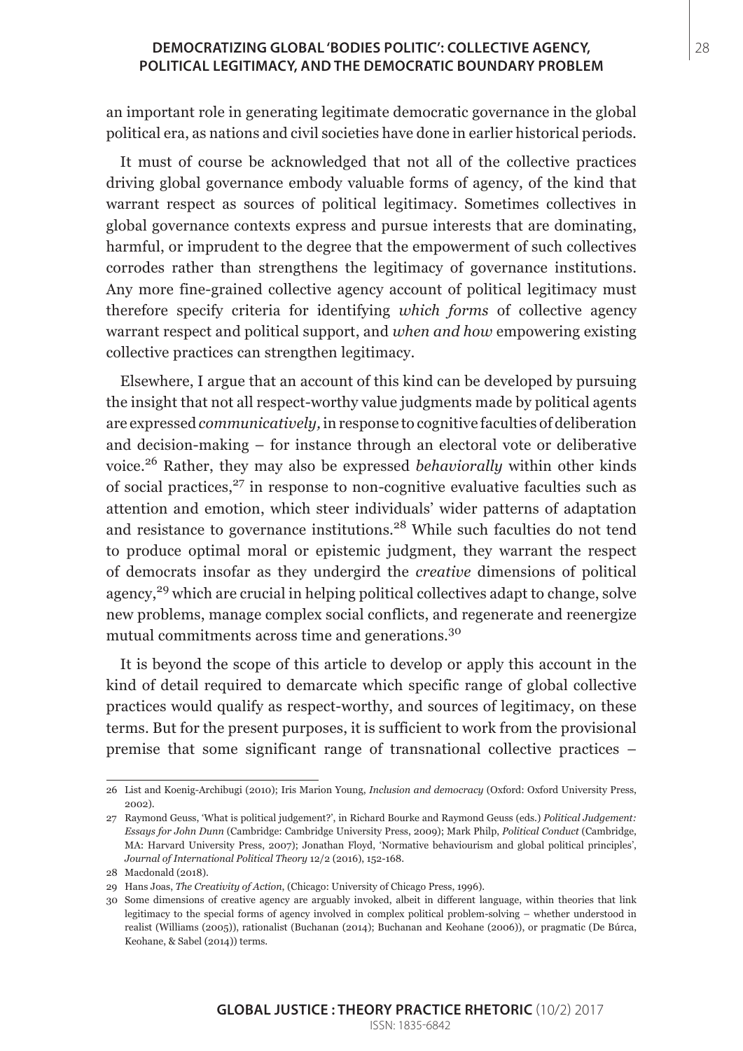an important role in generating legitimate democratic governance in the global political era, as nations and civil societies have done in earlier historical periods.

It must of course be acknowledged that not all of the collective practices driving global governance embody valuable forms of agency, of the kind that warrant respect as sources of political legitimacy. Sometimes collectives in global governance contexts express and pursue interests that are dominating, harmful, or imprudent to the degree that the empowerment of such collectives corrodes rather than strengthens the legitimacy of governance institutions. Any more fine-grained collective agency account of political legitimacy must therefore specify criteria for identifying *which forms* of collective agency warrant respect and political support, and *when and how* empowering existing collective practices can strengthen legitimacy.

Elsewhere, I argue that an account of this kind can be developed by pursuing the insight that not all respect-worthy value judgments made by political agents are expressed *communicatively,* in response to cognitive faculties of deliberation and decision-making – for instance through an electoral vote or deliberative voice.[26] Rather, they may also be expressed *behaviorally* within other kinds of social practices,[27] in response to non-cognitive evaluative faculties such as attention and emotion, which steer individuals' wider patterns of adaptation and resistance to governance institutions.[28] While such faculties do not tend to produce optimal moral or epistemic judgment, they warrant the respect of democrats insofar as they undergird the *creative* dimensions of political agency,[29] which are crucial in helping political collectives adapt to change, solve new problems, manage complex social conflicts, and regenerate and reenergize mutual commitments across time and generations.[30]

It is beyond the scope of this article to develop or apply this account in the kind of detail required to demarcate which specific range of global collective practices would qualify as respect-worthy, and sources of legitimacy, on these terms. But for the present purposes, it is sufficient to work from the provisional premise that some significant range of transnational collective practices –

---

26 List and Koenig-Archibugi (2010); Iris Marion Young, *Inclusion and democracy* (Oxford: Oxford University Press, 2002).

27 Raymond Geuss, 'What is political judgement?', in Richard Bourke and Raymond Geuss (eds.) *Political Judgement: Essays for John Dunn* (Cambridge: Cambridge University Press, 2009); Mark Philp, *Political Conduct* (Cambridge, MA: Harvard University Press, 2007); Jonathan Floyd, 'Normative behaviourism and global political principles', *Journal of International Political Theory* 12/2 (2016), 152-168.

28 Macdonald (2018).

29 Hans Joas, *The Creativity of Action*, (Chicago: University of Chicago Press, 1996).

30 Some dimensions of creative agency are arguably invoked, albeit in different language, within theories that link legitimacy to the special forms of agency involved in complex political problem-solving – whether understood in realist (Williams (2005)), rationalist (Buchanan (2014); Buchanan and Keohane (2006)), or pragmatic (De Búrca, Keohane, & Sabel (2014)) terms.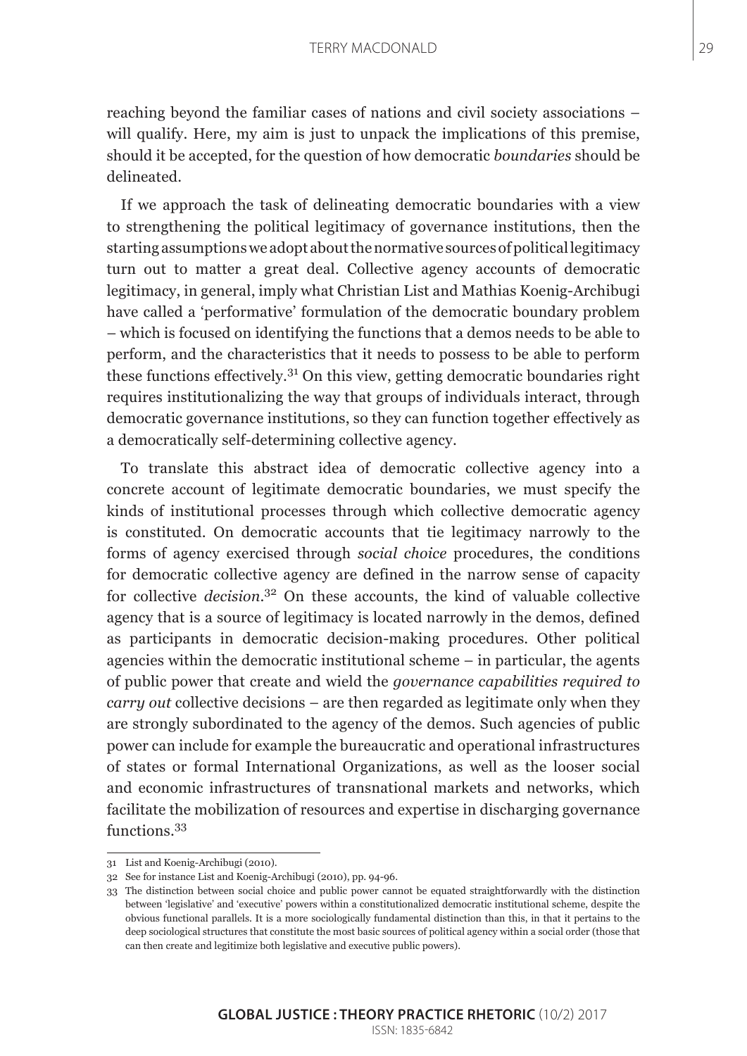reaching beyond the familiar cases of nations and civil society associations – will qualify. Here, my aim is just to unpack the implications of this premise, should it be accepted, for the question of how democratic *boundaries* should be delineated.

If we approach the task of delineating democratic boundaries with a view to strengthening the political legitimacy of governance institutions, then the starting assumptions we adopt about the normative sources of political legitimacy turn out to matter a great deal. Collective agency accounts of democratic legitimacy, in general, imply what Christian List and Mathias Koenig-Archibugi have called a 'performative' formulation of the democratic boundary problem – which is focused on identifying the functions that a demos needs to be able to perform, and the characteristics that it needs to possess to be able to perform these functions effectively.[31] On this view, getting democratic boundaries right requires institutionalizing the way that groups of individuals interact, through democratic governance institutions, so they can function together effectively as a democratically self-determining collective agency.

To translate this abstract idea of democratic collective agency into a concrete account of legitimate democratic boundaries, we must specify the kinds of institutional processes through which collective democratic agency is constituted. On democratic accounts that tie legitimacy narrowly to the forms of agency exercised through *social choice* procedures, the conditions for democratic collective agency are defined in the narrow sense of capacity for collective *decision*.[32] On these accounts, the kind of valuable collective agency that is a source of legitimacy is located narrowly in the demos, defined as participants in democratic decision-making procedures. Other political agencies within the democratic institutional scheme – in particular, the agents of public power that create and wield the *governance capabilities required to carry out* collective decisions – are then regarded as legitimate only when they are strongly subordinated to the agency of the demos. Such agencies of public power can include for example the bureaucratic and operational infrastructures of states or formal International Organizations, as well as the looser social and economic infrastructures of transnational markets and networks, which facilitate the mobilization of resources and expertise in discharging governance functions.[33]

---

31 List and Koenig-Archibugi (2010).

32 See for instance List and Koenig-Archibugi (2010), pp. 94-96.

33 The distinction between social choice and public power cannot be equated straightforwardly with the distinction between 'legislative' and 'executive' powers within a constitutionalized democratic institutional scheme, despite the obvious functional parallels. It is a more sociologically fundamental distinction than this, in that it pertains to the deep sociological structures that constitute the most basic sources of political agency within a social order (those that can then create and legitimize both legislative and executive public powers).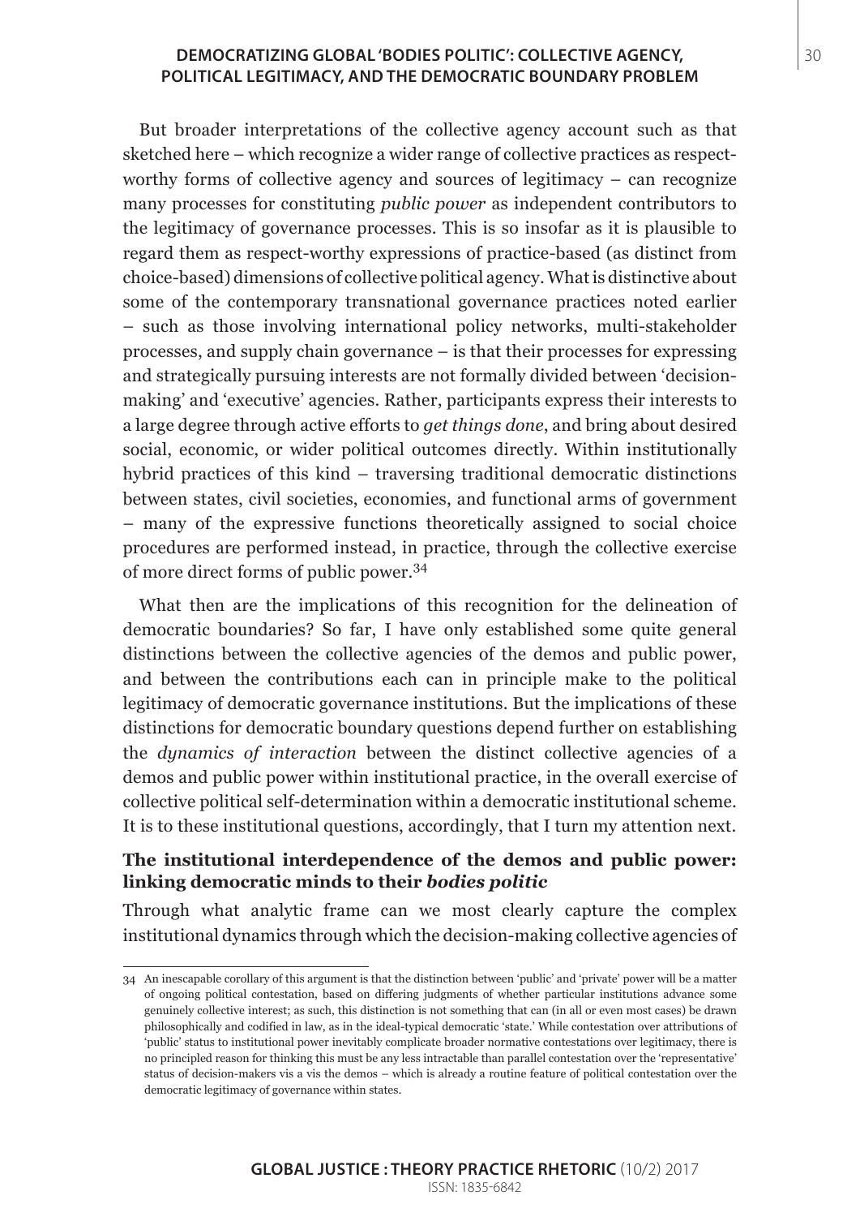But broader interpretations of the collective agency account such as that sketched here – which recognize a wider range of collective practices as respect-worthy forms of collective agency and sources of legitimacy – can recognize many processes for constituting *public power* as independent contributors to the legitimacy of governance processes. This is so insofar as it is plausible to regard them as respect-worthy expressions of practice-based (as distinct from choice-based) dimensions of collective political agency. What is distinctive about some of the contemporary transnational governance practices noted earlier – such as those involving international policy networks, multi-stakeholder processes, and supply chain governance – is that their processes for expressing and strategically pursuing interests are not formally divided between 'decision-making' and 'executive' agencies. Rather, participants express their interests to a large degree through active efforts to *get things done*, and bring about desired social, economic, or wider political outcomes directly. Within institutionally hybrid practices of this kind – traversing traditional democratic distinctions between states, civil societies, economies, and functional arms of government – many of the expressive functions theoretically assigned to social choice procedures are performed instead, in practice, through the collective exercise of more direct forms of public power.[34]

What then are the implications of this recognition for the delineation of democratic boundaries? So far, I have only established some quite general distinctions between the collective agencies of the demos and public power, and between the contributions each can in principle make to the political legitimacy of democratic governance institutions. But the implications of these distinctions for democratic boundary questions depend further on establishing the *dynamics of interaction* between the distinct collective agencies of a demos and public power within institutional practice, in the overall exercise of collective political self-determination within a democratic institutional scheme. It is to these institutional questions, accordingly, that I turn my attention next.

### The institutional interdependence of the demos and public power: linking democratic minds to their *bodies politic*

Through what analytic frame can we most clearly capture the complex institutional dynamics through which the decision-making collective agencies of

---

34 An inescapable corollary of this argument is that the distinction between 'public' and 'private' power will be a matter of ongoing political contestation, based on differing judgments of whether particular institutions advance some genuinely collective interest; as such, this distinction is not something that can (in all or even most cases) be drawn philosophically and codified in law, as in the ideal-typical democratic 'state.' While contestation over attributions of 'public' status to institutional power inevitably complicate broader normative contestations over legitimacy, there is no principled reason for thinking this must be any less intractable than parallel contestation over the 'representative' status of decision-makers vis a vis the demos – which is already a routine feature of political contestation over the democratic legitimacy of governance within states.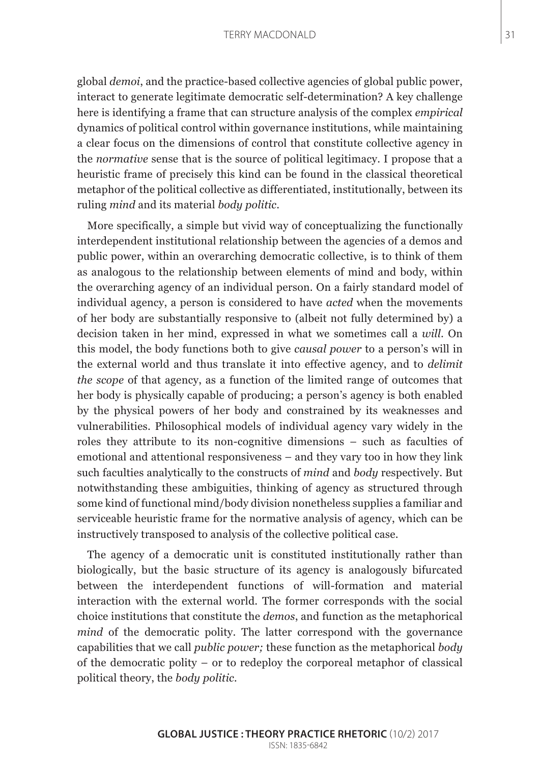global *demoi*, and the practice-based collective agencies of global public power, interact to generate legitimate democratic self-determination? A key challenge here is identifying a frame that can structure analysis of the complex *empirical* dynamics of political control within governance institutions, while maintaining a clear focus on the dimensions of control that constitute collective agency in the *normative* sense that is the source of political legitimacy. I propose that a heuristic frame of precisely this kind can be found in the classical theoretical metaphor of the political collective as differentiated, institutionally, between its ruling *mind* and its material *body politic*.

More specifically, a simple but vivid way of conceptualizing the functionally interdependent institutional relationship between the agencies of a demos and public power, within an overarching democratic collective, is to think of them as analogous to the relationship between elements of mind and body, within the overarching agency of an individual person. On a fairly standard model of individual agency, a person is considered to have *acted* when the movements of her body are substantially responsive to (albeit not fully determined by) a decision taken in her mind, expressed in what we sometimes call a *will*. On this model, the body functions both to give *causal power* to a person's will in the external world and thus translate it into effective agency, and to *delimit the scope* of that agency, as a function of the limited range of outcomes that her body is physically capable of producing; a person's agency is both enabled by the physical powers of her body and constrained by its weaknesses and vulnerabilities. Philosophical models of individual agency vary widely in the roles they attribute to its non-cognitive dimensions – such as faculties of emotional and attentional responsiveness – and they vary too in how they link such faculties analytically to the constructs of *mind* and *body* respectively. But notwithstanding these ambiguities, thinking of agency as structured through some kind of functional mind/body division nonetheless supplies a familiar and serviceable heuristic frame for the normative analysis of agency, which can be instructively transposed to analysis of the collective political case.

The agency of a democratic unit is constituted institutionally rather than biologically, but the basic structure of its agency is analogously bifurcated between the interdependent functions of will-formation and material interaction with the external world. The former corresponds with the social choice institutions that constitute the *demos*, and function as the metaphorical *mind* of the democratic polity. The latter correspond with the governance capabilities that we call *public power;* these function as the metaphorical *body* of the democratic polity – or to redeploy the corporeal metaphor of classical political theory, the *body politic*.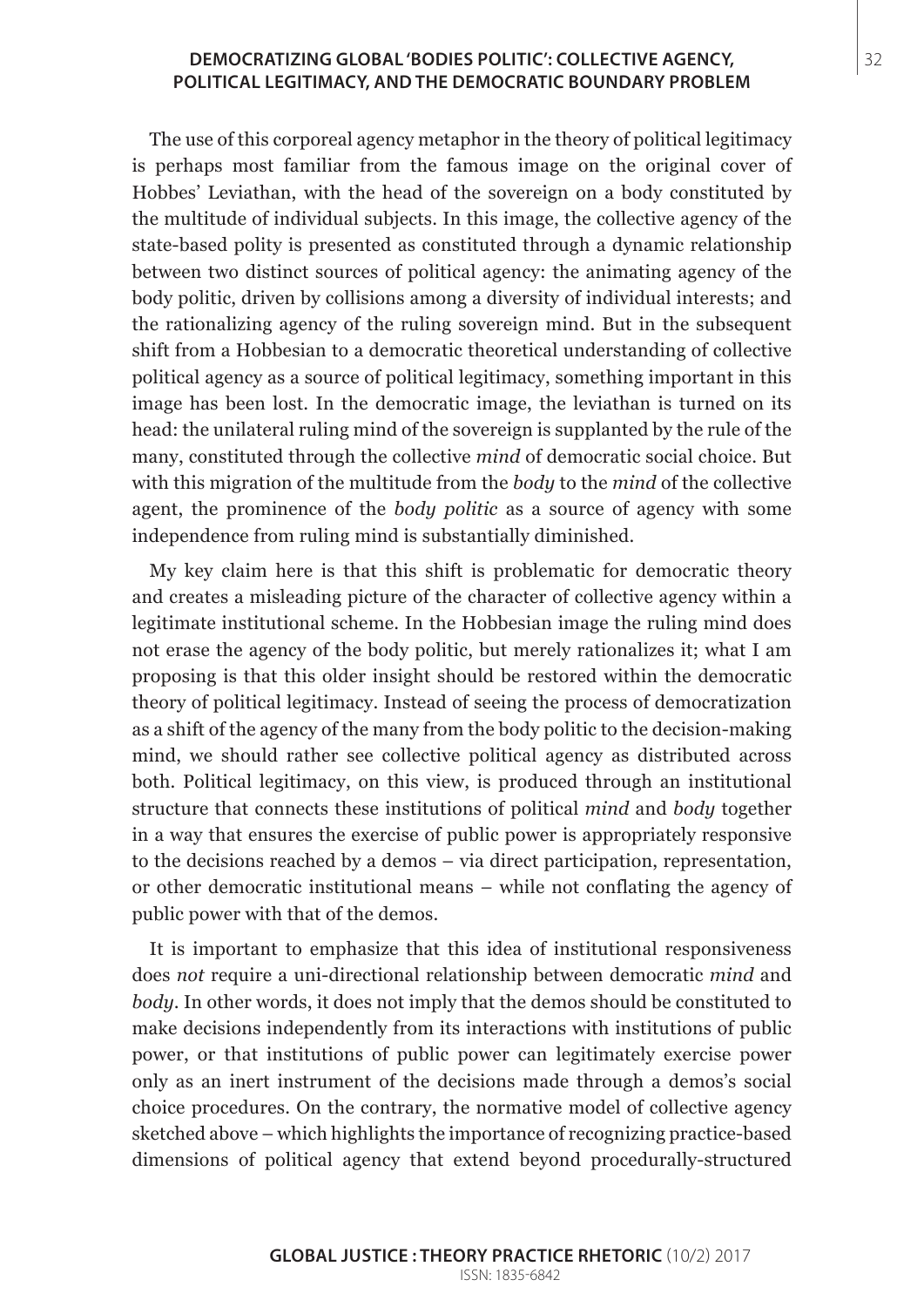The use of this corporeal agency metaphor in the theory of political legitimacy is perhaps most familiar from the famous image on the original cover of Hobbes' Leviathan, with the head of the sovereign on a body constituted by the multitude of individual subjects. In this image, the collective agency of the state-based polity is presented as constituted through a dynamic relationship between two distinct sources of political agency: the animating agency of the body politic, driven by collisions among a diversity of individual interests; and the rationalizing agency of the ruling sovereign mind. But in the subsequent shift from a Hobbesian to a democratic theoretical understanding of collective political agency as a source of political legitimacy, something important in this image has been lost. In the democratic image, the leviathan is turned on its head: the unilateral ruling mind of the sovereign is supplanted by the rule of the many, constituted through the collective *mind* of democratic social choice. But with this migration of the multitude from the *body* to the *mind* of the collective agent, the prominence of the *body politic* as a source of agency with some independence from ruling mind is substantially diminished.

My key claim here is that this shift is problematic for democratic theory and creates a misleading picture of the character of collective agency within a legitimate institutional scheme. In the Hobbesian image the ruling mind does not erase the agency of the body politic, but merely rationalizes it; what I am proposing is that this older insight should be restored within the democratic theory of political legitimacy. Instead of seeing the process of democratization as a shift of the agency of the many from the body politic to the decision-making mind, we should rather see collective political agency as distributed across both. Political legitimacy, on this view, is produced through an institutional structure that connects these institutions of political *mind* and *body* together in a way that ensures the exercise of public power is appropriately responsive to the decisions reached by a demos – via direct participation, representation, or other democratic institutional means – while not conflating the agency of public power with that of the demos.

It is important to emphasize that this idea of institutional responsiveness does *not* require a uni-directional relationship between democratic *mind* and *body*. In other words, it does not imply that the demos should be constituted to make decisions independently from its interactions with institutions of public power, or that institutions of public power can legitimately exercise power only as an inert instrument of the decisions made through a demos's social choice procedures. On the contrary, the normative model of collective agency sketched above – which highlights the importance of recognizing practice-based dimensions of political agency that extend beyond procedurally-structured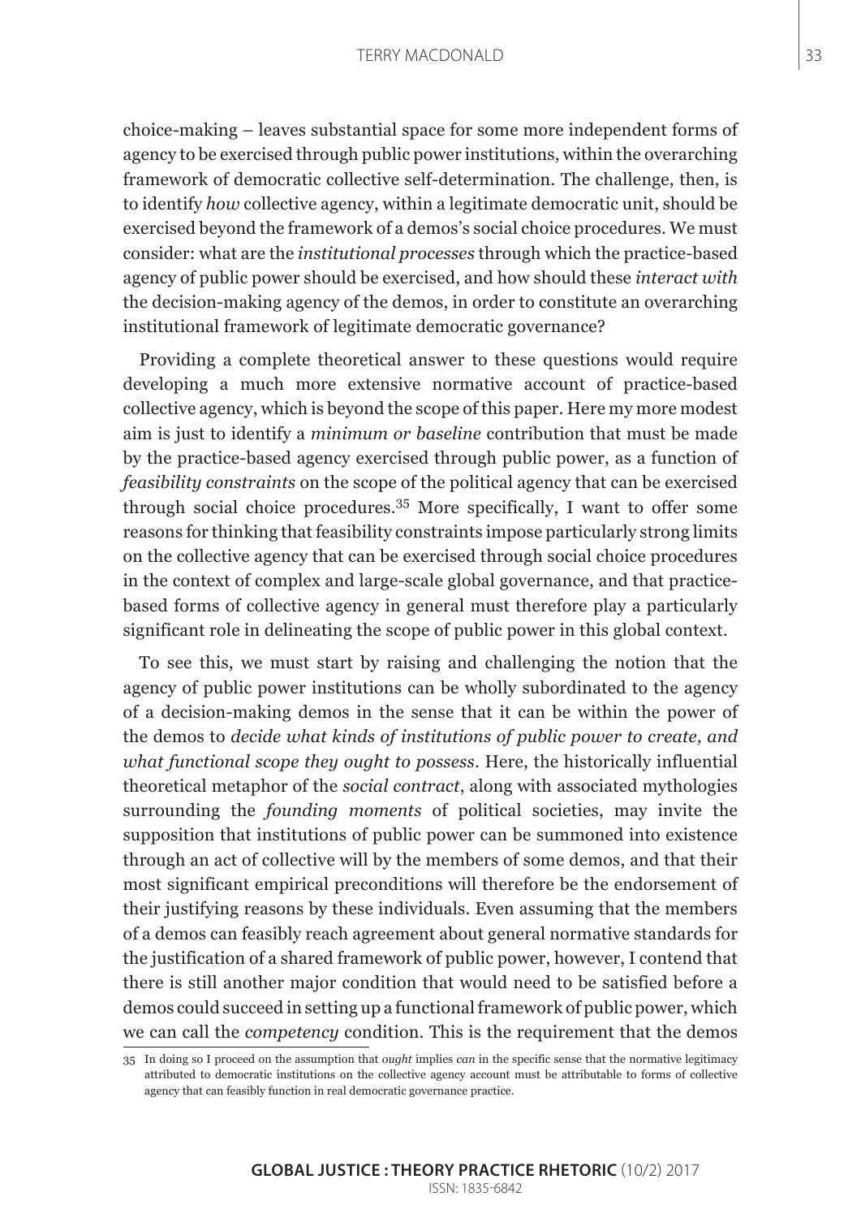choice-making – leaves substantial space for some more independent forms of agency to be exercised through public power institutions, within the overarching framework of democratic collective self-determination. The challenge, then, is to identify *how* collective agency, within a legitimate democratic unit, should be exercised beyond the framework of a demos's social choice procedures. We must consider: what are the *institutional processes* through which the practice-based agency of public power should be exercised, and how should these *interact with* the decision-making agency of the demos, in order to constitute an overarching institutional framework of legitimate democratic governance?

Providing a complete theoretical answer to these questions would require developing a much more extensive normative account of practice-based collective agency, which is beyond the scope of this paper. Here my more modest aim is just to identify a *minimum or baseline* contribution that must be made by the practice-based agency exercised through public power, as a function of *feasibility constraints* on the scope of the political agency that can be exercised through social choice procedures.[35] More specifically, I want to offer some reasons for thinking that feasibility constraints impose particularly strong limits on the collective agency that can be exercised through social choice procedures in the context of complex and large-scale global governance, and that practice-based forms of collective agency in general must therefore play a particularly significant role in delineating the scope of public power in this global context.

To see this, we must start by raising and challenging the notion that the agency of public power institutions can be wholly subordinated to the agency of a decision-making demos in the sense that it can be within the power of the demos to *decide what kinds of institutions of public power to create, and what functional scope they ought to possess*. Here, the historically influential theoretical metaphor of the *social contract*, along with associated mythologies surrounding the *founding moments* of political societies, may invite the supposition that institutions of public power can be summoned into existence through an act of collective will by the members of some demos, and that their most significant empirical preconditions will therefore be the endorsement of their justifying reasons by these individuals. Even assuming that the members of a demos can feasibly reach agreement about general normative standards for the justification of a shared framework of public power, however, I contend that there is still another major condition that would need to be satisfied before a demos could succeed in setting up a functional framework of public power, which we can call the *competency* condition. This is the requirement that the demos

35 In doing so I proceed on the assumption that *ought* implies *can* in the specific sense that the normative legitimacy attributed to democratic institutions on the collective agency account must be attributable to forms of collective agency that can feasibly function in real democratic governance practice.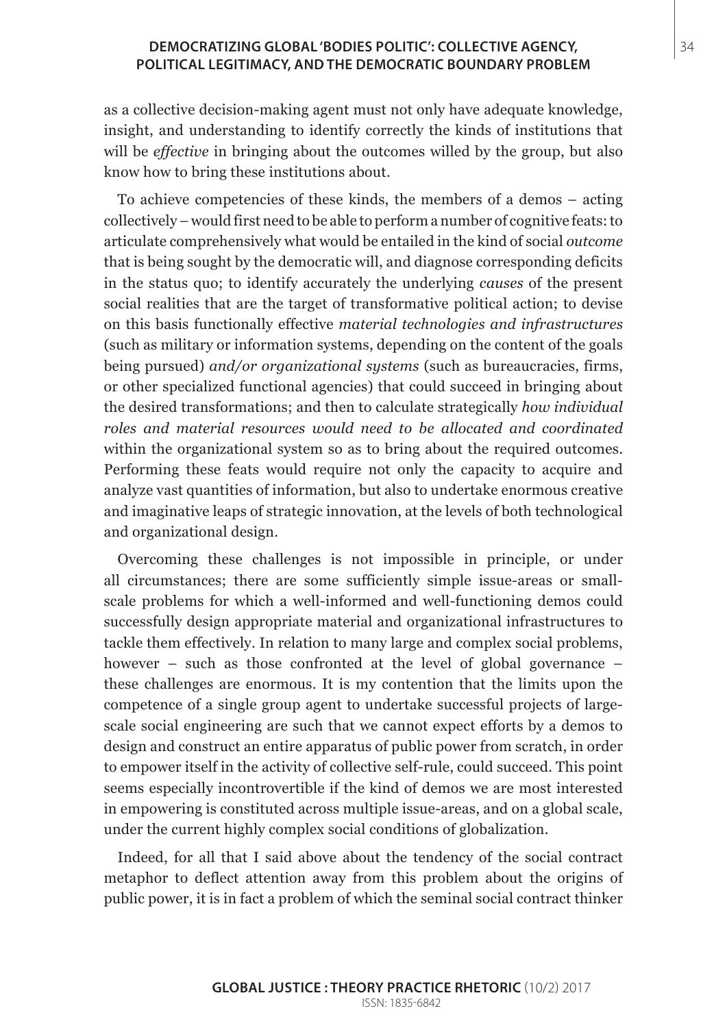as a collective decision-making agent must not only have adequate knowledge, insight, and understanding to identify correctly the kinds of institutions that will be *effective* in bringing about the outcomes willed by the group, but also know how to bring these institutions about.

To achieve competencies of these kinds, the members of a demos – acting collectively – would first need to be able to perform a number of cognitive feats: to articulate comprehensively what would be entailed in the kind of social *outcome* that is being sought by the democratic will, and diagnose corresponding deficits in the status quo; to identify accurately the underlying *causes* of the present social realities that are the target of transformative political action; to devise on this basis functionally effective *material technologies and infrastructures* (such as military or information systems, depending on the content of the goals being pursued) *and/or organizational systems* (such as bureaucracies, firms, or other specialized functional agencies) that could succeed in bringing about the desired transformations; and then to calculate strategically *how individual roles and material resources would need to be allocated and coordinated* within the organizational system so as to bring about the required outcomes. Performing these feats would require not only the capacity to acquire and analyze vast quantities of information, but also to undertake enormous creative and imaginative leaps of strategic innovation, at the levels of both technological and organizational design.

Overcoming these challenges is not impossible in principle, or under all circumstances; there are some sufficiently simple issue-areas or small-scale problems for which a well-informed and well-functioning demos could successfully design appropriate material and organizational infrastructures to tackle them effectively. In relation to many large and complex social problems, however – such as those confronted at the level of global governance – these challenges are enormous. It is my contention that the limits upon the competence of a single group agent to undertake successful projects of large-scale social engineering are such that we cannot expect efforts by a demos to design and construct an entire apparatus of public power from scratch, in order to empower itself in the activity of collective self-rule, could succeed. This point seems especially incontrovertible if the kind of demos we are most interested in empowering is constituted across multiple issue-areas, and on a global scale, under the current highly complex social conditions of globalization.

Indeed, for all that I said above about the tendency of the social contract metaphor to deflect attention away from this problem about the origins of public power, it is in fact a problem of which the seminal social contract thinker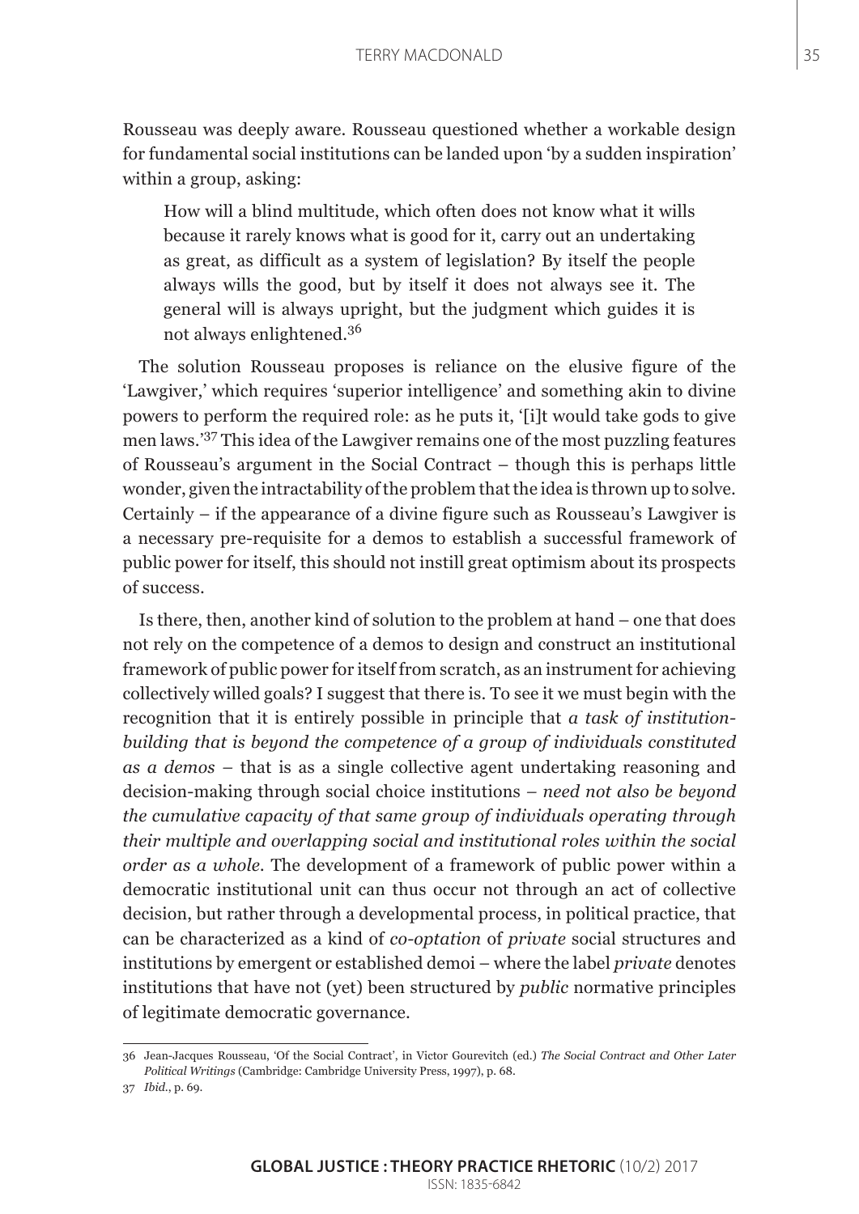Rousseau was deeply aware. Rousseau questioned whether a workable design for fundamental social institutions can be landed upon 'by a sudden inspiration' within a group, asking:

> How will a blind multitude, which often does not know what it wills because it rarely knows what is good for it, carry out an undertaking as great, as difficult as a system of legislation? By itself the people always wills the good, but by itself it does not always see it. The general will is always upright, but the judgment which guides it is not always enlightened.[36]

The solution Rousseau proposes is reliance on the elusive figure of the 'Lawgiver,' which requires 'superior intelligence' and something akin to divine powers to perform the required role: as he puts it, '[i]t would take gods to give men laws.'[37] This idea of the Lawgiver remains one of the most puzzling features of Rousseau's argument in the Social Contract – though this is perhaps little wonder, given the intractability of the problem that the idea is thrown up to solve. Certainly – if the appearance of a divine figure such as Rousseau's Lawgiver is a necessary pre-requisite for a demos to establish a successful framework of public power for itself, this should not instill great optimism about its prospects of success.

Is there, then, another kind of solution to the problem at hand – one that does not rely on the competence of a demos to design and construct an institutional framework of public power for itself from scratch, as an instrument for achieving collectively willed goals? I suggest that there is. To see it we must begin with the recognition that it is entirely possible in principle that *a task of institution-building that is beyond the competence of a group of individuals constituted as a demos* – that is as a single collective agent undertaking reasoning and decision-making through social choice institutions – *need not also be beyond the cumulative capacity of that same group of individuals operating through their multiple and overlapping social and institutional roles within the social order as a whole*. The development of a framework of public power within a democratic institutional unit can thus occur not through an act of collective decision, but rather through a developmental process, in political practice, that can be characterized as a kind of *co-optation* of *private* social structures and institutions by emergent or established demoi – where the label *private* denotes institutions that have not (yet) been structured by *public* normative principles of legitimate democratic governance.

---

36 Jean-Jacques Rousseau, 'Of the Social Contract', in Victor Gourevitch (ed.) *The Social Contract and Other Later Political Writings* (Cambridge: Cambridge University Press, 1997), p. 68.

37 *Ibid.*, p. 69.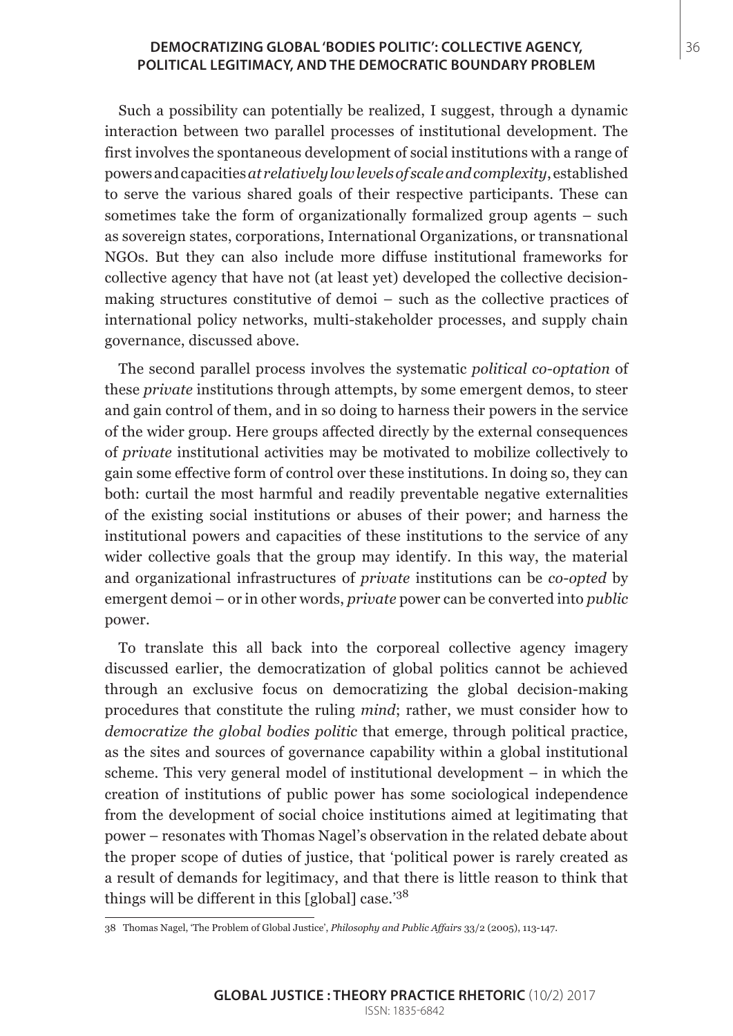Such a possibility can potentially be realized, I suggest, through a dynamic interaction between two parallel processes of institutional development. The first involves the spontaneous development of social institutions with a range of powers and capacities *at relatively low levels of scale and complexity*, established to serve the various shared goals of their respective participants. These can sometimes take the form of organizationally formalized group agents – such as sovereign states, corporations, International Organizations, or transnational NGOs. But they can also include more diffuse institutional frameworks for collective agency that have not (at least yet) developed the collective decision-making structures constitutive of demoi – such as the collective practices of international policy networks, multi-stakeholder processes, and supply chain governance, discussed above.

The second parallel process involves the systematic *political co-optation* of these *private* institutions through attempts, by some emergent demos, to steer and gain control of them, and in so doing to harness their powers in the service of the wider group. Here groups affected directly by the external consequences of *private* institutional activities may be motivated to mobilize collectively to gain some effective form of control over these institutions. In doing so, they can both: curtail the most harmful and readily preventable negative externalities of the existing social institutions or abuses of their power; and harness the institutional powers and capacities of these institutions to the service of any wider collective goals that the group may identify. In this way, the material and organizational infrastructures of *private* institutions can be *co-opted* by emergent demoi – or in other words, *private* power can be converted into *public* power.

To translate this all back into the corporeal collective agency imagery discussed earlier, the democratization of global politics cannot be achieved through an exclusive focus on democratizing the global decision-making procedures that constitute the ruling *mind*; rather, we must consider how to *democratize the global bodies politic* that emerge, through political practice, as the sites and sources of governance capability within a global institutional scheme. This very general model of institutional development – in which the creation of institutions of public power has some sociological independence from the development of social choice institutions aimed at legitimating that power – resonates with Thomas Nagel's observation in the related debate about the proper scope of duties of justice, that 'political power is rarely created as a result of demands for legitimacy, and that there is little reason to think that things will be different in this [global] case.'[38]

---

38 Thomas Nagel, 'The Problem of Global Justice', *Philosophy and Public Affairs* 33/2 (2005), 113-147.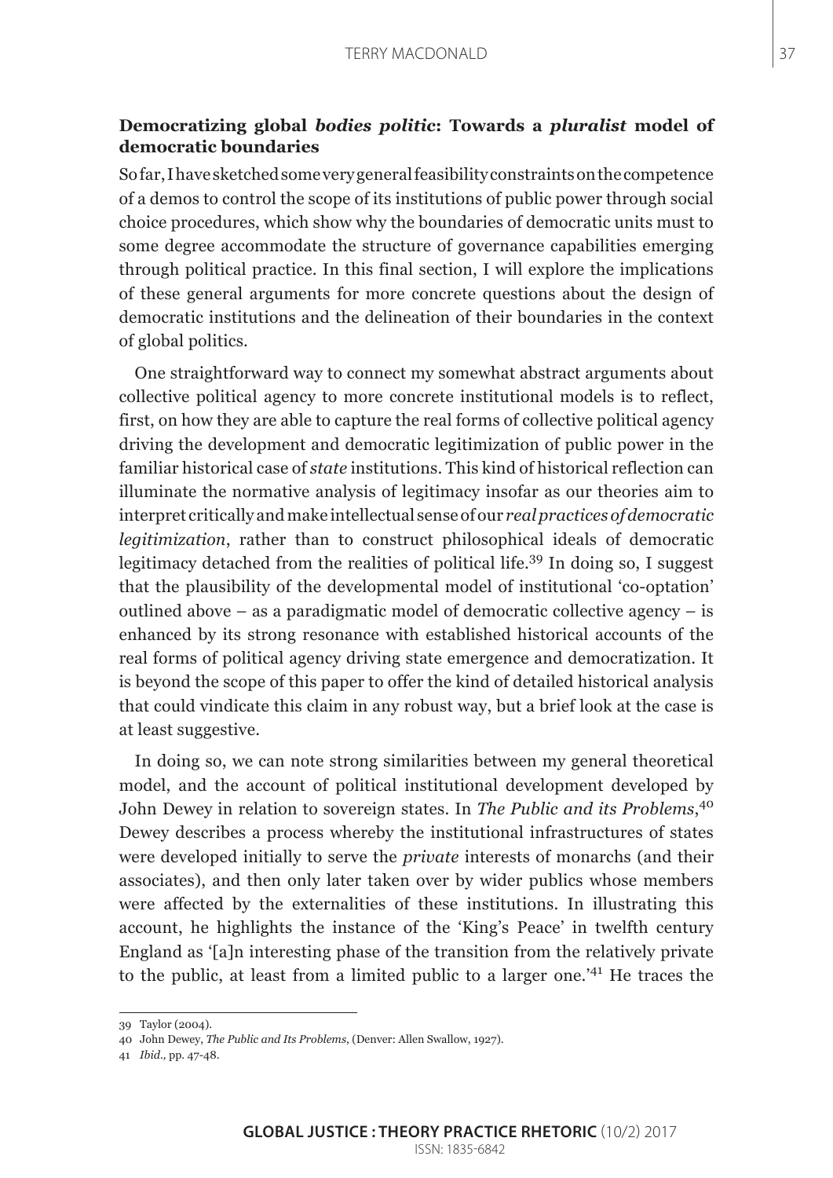## Democratizing global *bodies politic*: Towards a *pluralist* model of democratic boundaries

So far, I have sketched some very general feasibility constraints on the competence of a demos to control the scope of its institutions of public power through social choice procedures, which show why the boundaries of democratic units must to some degree accommodate the structure of governance capabilities emerging through political practice. In this final section, I will explore the implications of these general arguments for more concrete questions about the design of democratic institutions and the delineation of their boundaries in the context of global politics.

One straightforward way to connect my somewhat abstract arguments about collective political agency to more concrete institutional models is to reflect, first, on how they are able to capture the real forms of collective political agency driving the development and democratic legitimization of public power in the familiar historical case of *state* institutions. This kind of historical reflection can illuminate the normative analysis of legitimacy insofar as our theories aim to interpret critically and make intellectual sense of our *real practices of democratic legitimization*, rather than to construct philosophical ideals of democratic legitimacy detached from the realities of political life.[39] In doing so, I suggest that the plausibility of the developmental model of institutional 'co-optation' outlined above – as a paradigmatic model of democratic collective agency – is enhanced by its strong resonance with established historical accounts of the real forms of political agency driving state emergence and democratization. It is beyond the scope of this paper to offer the kind of detailed historical analysis that could vindicate this claim in any robust way, but a brief look at the case is at least suggestive.

In doing so, we can note strong similarities between my general theoretical model, and the account of political institutional development developed by John Dewey in relation to sovereign states. In *The Public and its Problems*,[40] Dewey describes a process whereby the institutional infrastructures of states were developed initially to serve the *private* interests of monarchs (and their associates), and then only later taken over by wider publics whose members were affected by the externalities of these institutions. In illustrating this account, he highlights the instance of the 'King's Peace' in twelfth century England as '[a]n interesting phase of the transition from the relatively private to the public, at least from a limited public to a larger one.'[41] He traces the

---

39 Taylor (2004).

40 John Dewey, *The Public and Its Problems*, (Denver: Allen Swallow, 1927).

41 *Ibid.,* pp. 47-48.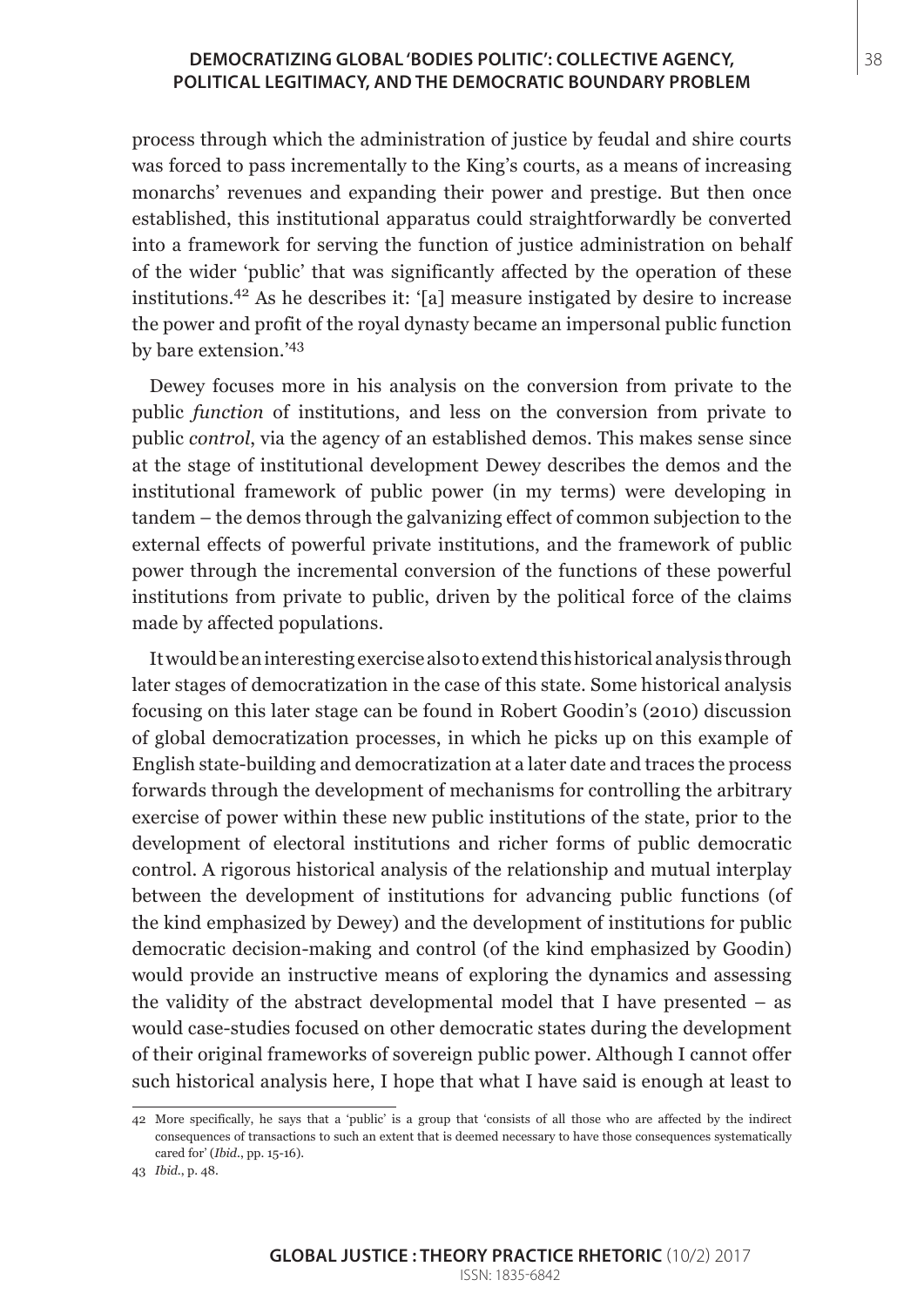process through which the administration of justice by feudal and shire courts was forced to pass incrementally to the King's courts, as a means of increasing monarchs' revenues and expanding their power and prestige. But then once established, this institutional apparatus could straightforwardly be converted into a framework for serving the function of justice administration on behalf of the wider 'public' that was significantly affected by the operation of these institutions.[42] As he describes it: '[a] measure instigated by desire to increase the power and profit of the royal dynasty became an impersonal public function by bare extension.'[43]

Dewey focuses more in his analysis on the conversion from private to the public *function* of institutions, and less on the conversion from private to public *control*, via the agency of an established demos. This makes sense since at the stage of institutional development Dewey describes the demos and the institutional framework of public power (in my terms) were developing in tandem – the demos through the galvanizing effect of common subjection to the external effects of powerful private institutions, and the framework of public power through the incremental conversion of the functions of these powerful institutions from private to public, driven by the political force of the claims made by affected populations.

It would be an interesting exercise also to extend this historical analysis through later stages of democratization in the case of this state. Some historical analysis focusing on this later stage can be found in Robert Goodin's (2010) discussion of global democratization processes, in which he picks up on this example of English state-building and democratization at a later date and traces the process forwards through the development of mechanisms for controlling the arbitrary exercise of power within these new public institutions of the state, prior to the development of electoral institutions and richer forms of public democratic control. A rigorous historical analysis of the relationship and mutual interplay between the development of institutions for advancing public functions (of the kind emphasized by Dewey) and the development of institutions for public democratic decision-making and control (of the kind emphasized by Goodin) would provide an instructive means of exploring the dynamics and assessing the validity of the abstract developmental model that I have presented – as would case-studies focused on other democratic states during the development of their original frameworks of sovereign public power. Although I cannot offer such historical analysis here, I hope that what I have said is enough at least to

---

42 More specifically, he says that a 'public' is a group that 'consists of all those who are affected by the indirect consequences of transactions to such an extent that is deemed necessary to have those consequences systematically cared for' (*Ibid*., pp. 15-16).

43 *Ibid*., p. 48.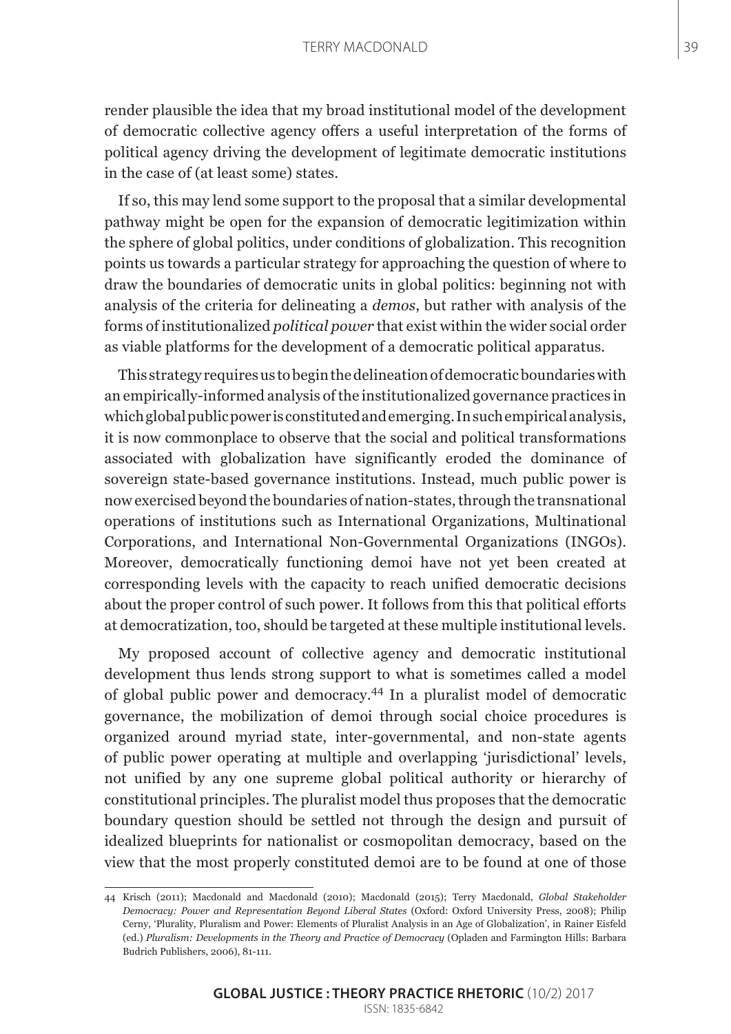render plausible the idea that my broad institutional model of the development of democratic collective agency offers a useful interpretation of the forms of political agency driving the development of legitimate democratic institutions in the case of (at least some) states.

If so, this may lend some support to the proposal that a similar developmental pathway might be open for the expansion of democratic legitimization within the sphere of global politics, under conditions of globalization. This recognition points us towards a particular strategy for approaching the question of where to draw the boundaries of democratic units in global politics: beginning not with analysis of the criteria for delineating a *demos*, but rather with analysis of the forms of institutionalized *political power* that exist within the wider social order as viable platforms for the development of a democratic political apparatus.

This strategy requires us to begin the delineation of democratic boundaries with an empirically-informed analysis of the institutionalized governance practices in which global public power is constituted and emerging. In such empirical analysis, it is now commonplace to observe that the social and political transformations associated with globalization have significantly eroded the dominance of sovereign state-based governance institutions. Instead, much public power is now exercised beyond the boundaries of nation-states, through the transnational operations of institutions such as International Organizations, Multinational Corporations, and International Non-Governmental Organizations (INGOs). Moreover, democratically functioning demoi have not yet been created at corresponding levels with the capacity to reach unified democratic decisions about the proper control of such power. It follows from this that political efforts at democratization, too, should be targeted at these multiple institutional levels.

My proposed account of collective agency and democratic institutional development thus lends strong support to what is sometimes called a model of global public power and democracy.[44] In a pluralist model of democratic governance, the mobilization of demoi through social choice procedures is organized around myriad state, inter-governmental, and non-state agents of public power operating at multiple and overlapping 'jurisdictional' levels, not unified by any one supreme global political authority or hierarchy of constitutional principles. The pluralist model thus proposes that the democratic boundary question should be settled not through the design and pursuit of idealized blueprints for nationalist or cosmopolitan democracy, based on the view that the most properly constituted demoi are to be found at one of those

44 Krisch (2011); Macdonald and Macdonald (2010); Macdonald (2015); Terry Macdonald, *Global Stakeholder Democracy: Power and Representation Beyond Liberal States* (Oxford: Oxford University Press, 2008); Philip Cerny, 'Plurality, Pluralism and Power: Elements of Pluralist Analysis in an Age of Globalization', in Rainer Eisfeld (ed.) *Pluralism: Developments in the Theory and Practice of Democracy* (Opladen and Farmington Hills: Barbara Budrich Publishers, 2006), 81-111.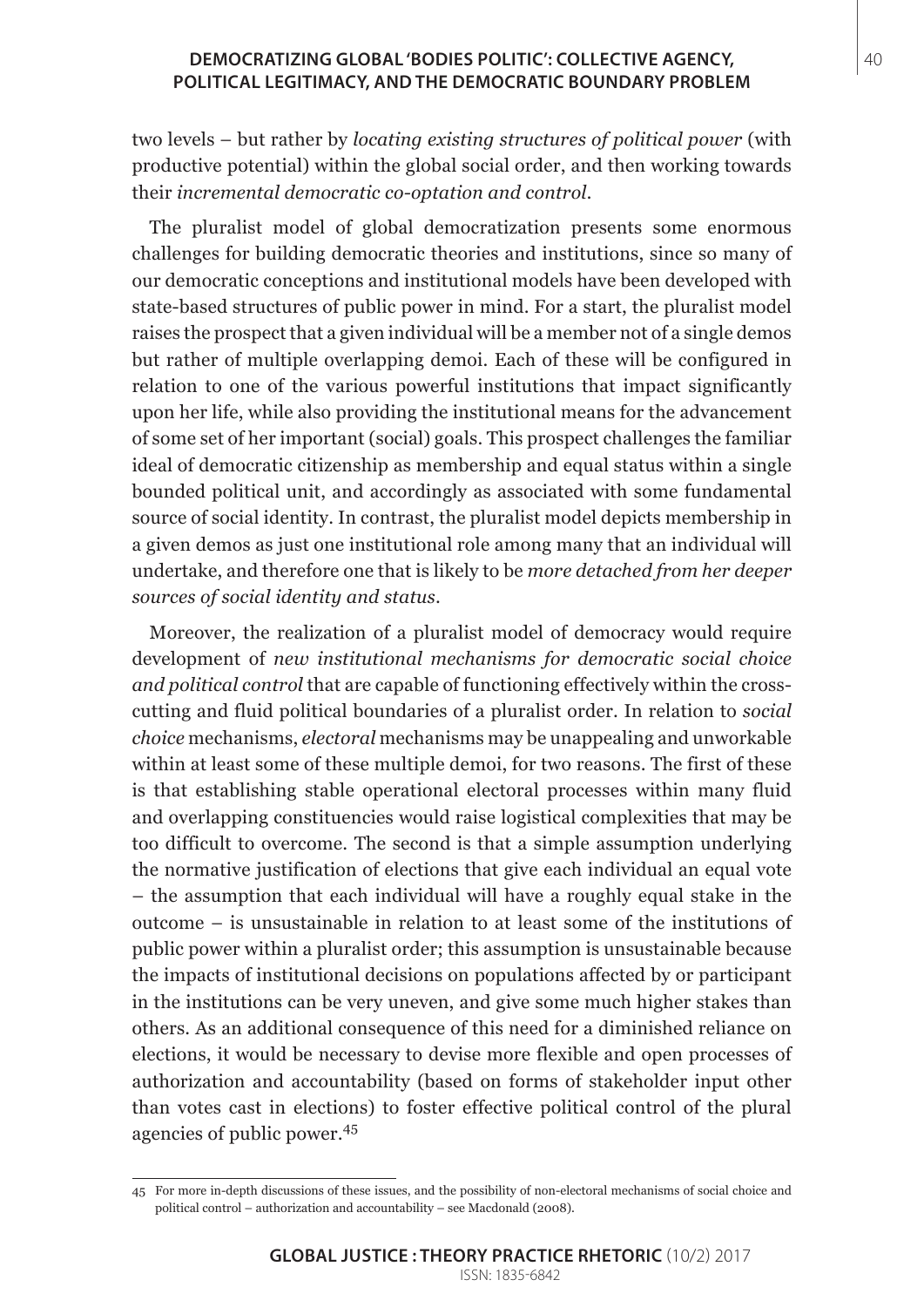two levels – but rather by *locating existing structures of political power* (with productive potential) within the global social order, and then working towards their *incremental democratic co-optation and control*.

The pluralist model of global democratization presents some enormous challenges for building democratic theories and institutions, since so many of our democratic conceptions and institutional models have been developed with state-based structures of public power in mind. For a start, the pluralist model raises the prospect that a given individual will be a member not of a single demos but rather of multiple overlapping demoi. Each of these will be configured in relation to one of the various powerful institutions that impact significantly upon her life, while also providing the institutional means for the advancement of some set of her important (social) goals. This prospect challenges the familiar ideal of democratic citizenship as membership and equal status within a single bounded political unit, and accordingly as associated with some fundamental source of social identity. In contrast, the pluralist model depicts membership in a given demos as just one institutional role among many that an individual will undertake, and therefore one that is likely to be *more detached from her deeper sources of social identity and status*.

Moreover, the realization of a pluralist model of democracy would require development of *new institutional mechanisms for democratic social choice and political control* that are capable of functioning effectively within the cross-cutting and fluid political boundaries of a pluralist order. In relation to *social choice* mechanisms, *electoral* mechanisms may be unappealing and unworkable within at least some of these multiple demoi, for two reasons. The first of these is that establishing stable operational electoral processes within many fluid and overlapping constituencies would raise logistical complexities that may be too difficult to overcome. The second is that a simple assumption underlying the normative justification of elections that give each individual an equal vote – the assumption that each individual will have a roughly equal stake in the outcome – is unsustainable in relation to at least some of the institutions of public power within a pluralist order; this assumption is unsustainable because the impacts of institutional decisions on populations affected by or participant in the institutions can be very uneven, and give some much higher stakes than others. As an additional consequence of this need for a diminished reliance on elections, it would be necessary to devise more flexible and open processes of authorization and accountability (based on forms of stakeholder input other than votes cast in elections) to foster effective political control of the plural agencies of public power.[45]

---

45 For more in-depth discussions of these issues, and the possibility of non-electoral mechanisms of social choice and political control – authorization and accountability – see Macdonald (2008).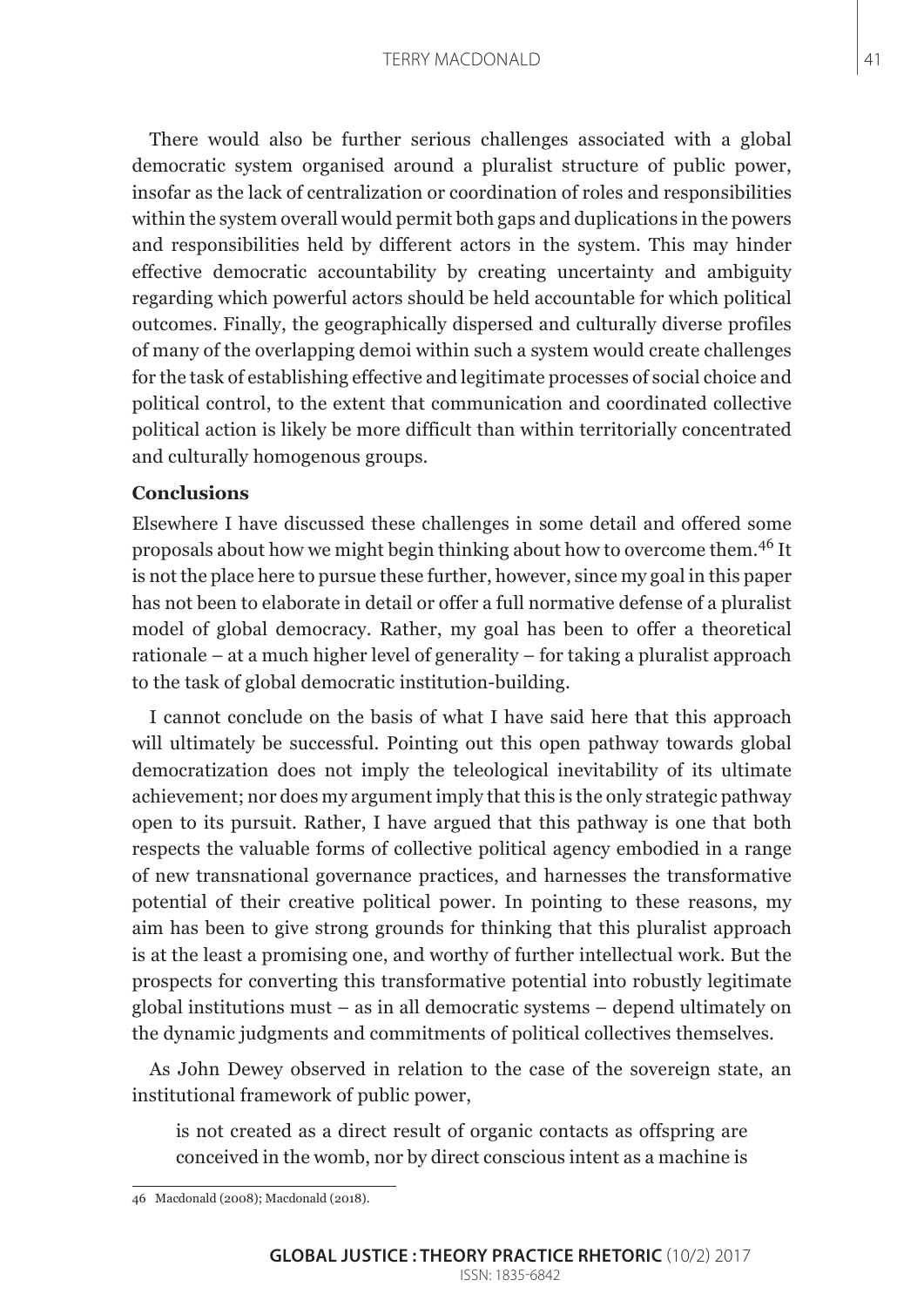There would also be further serious challenges associated with a global democratic system organised around a pluralist structure of public power, insofar as the lack of centralization or coordination of roles and responsibilities within the system overall would permit both gaps and duplications in the powers and responsibilities held by different actors in the system. This may hinder effective democratic accountability by creating uncertainty and ambiguity regarding which powerful actors should be held accountable for which political outcomes. Finally, the geographically dispersed and culturally diverse profiles of many of the overlapping demoi within such a system would create challenges for the task of establishing effective and legitimate processes of social choice and political control, to the extent that communication and coordinated collective political action is likely be more difficult than within territorially concentrated and culturally homogenous groups.

**Conclusions**

Elsewhere I have discussed these challenges in some detail and offered some proposals about how we might begin thinking about how to overcome them.[46] It is not the place here to pursue these further, however, since my goal in this paper has not been to elaborate in detail or offer a full normative defense of a pluralist model of global democracy. Rather, my goal has been to offer a theoretical rationale – at a much higher level of generality – for taking a pluralist approach to the task of global democratic institution-building.

I cannot conclude on the basis of what I have said here that this approach will ultimately be successful. Pointing out this open pathway towards global democratization does not imply the teleological inevitability of its ultimate achievement; nor does my argument imply that this is the only strategic pathway open to its pursuit. Rather, I have argued that this pathway is one that both respects the valuable forms of collective political agency embodied in a range of new transnational governance practices, and harnesses the transformative potential of their creative political power. In pointing to these reasons, my aim has been to give strong grounds for thinking that this pluralist approach is at the least a promising one, and worthy of further intellectual work. But the prospects for converting this transformative potential into robustly legitimate global institutions must – as in all democratic systems – depend ultimately on the dynamic judgments and commitments of political collectives themselves.

As John Dewey observed in relation to the case of the sovereign state, an institutional framework of public power,

> is not created as a direct result of organic contacts as offspring are conceived in the womb, nor by direct conscious intent as a machine is

46 Macdonald (2008); Macdonald (2018).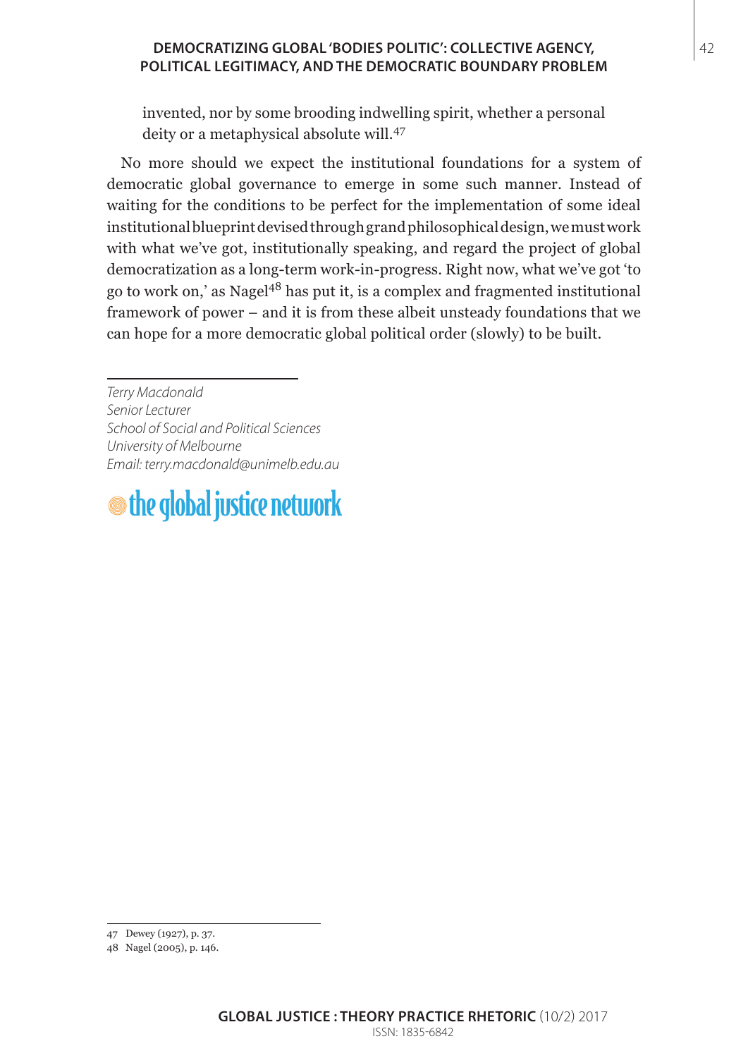invented, nor by some brooding indwelling spirit, whether a personal deity or a metaphysical absolute will.[47]

No more should we expect the institutional foundations for a system of democratic global governance to emerge in some such manner. Instead of waiting for the conditions to be perfect for the implementation of some ideal institutional blueprint devised through grand philosophical design, we must work with what we've got, institutionally speaking, and regard the project of global democratization as a long-term work-in-progress. Right now, what we've got 'to go to work on,' as Nagel[48] has put it, is a complex and fragmented institutional framework of power – and it is from these albeit unsteady foundations that we can hope for a more democratic global political order (slowly) to be built.

*Terry Macdonald*
*Senior Lecturer*
*School of Social and Political Sciences*
*University of Melbourne*
*Email: terry.macdonald@unimelb.edu.au*

the global justice network

47 Dewey (1927), p. 37.

48 Nagel (2005), p. 146.